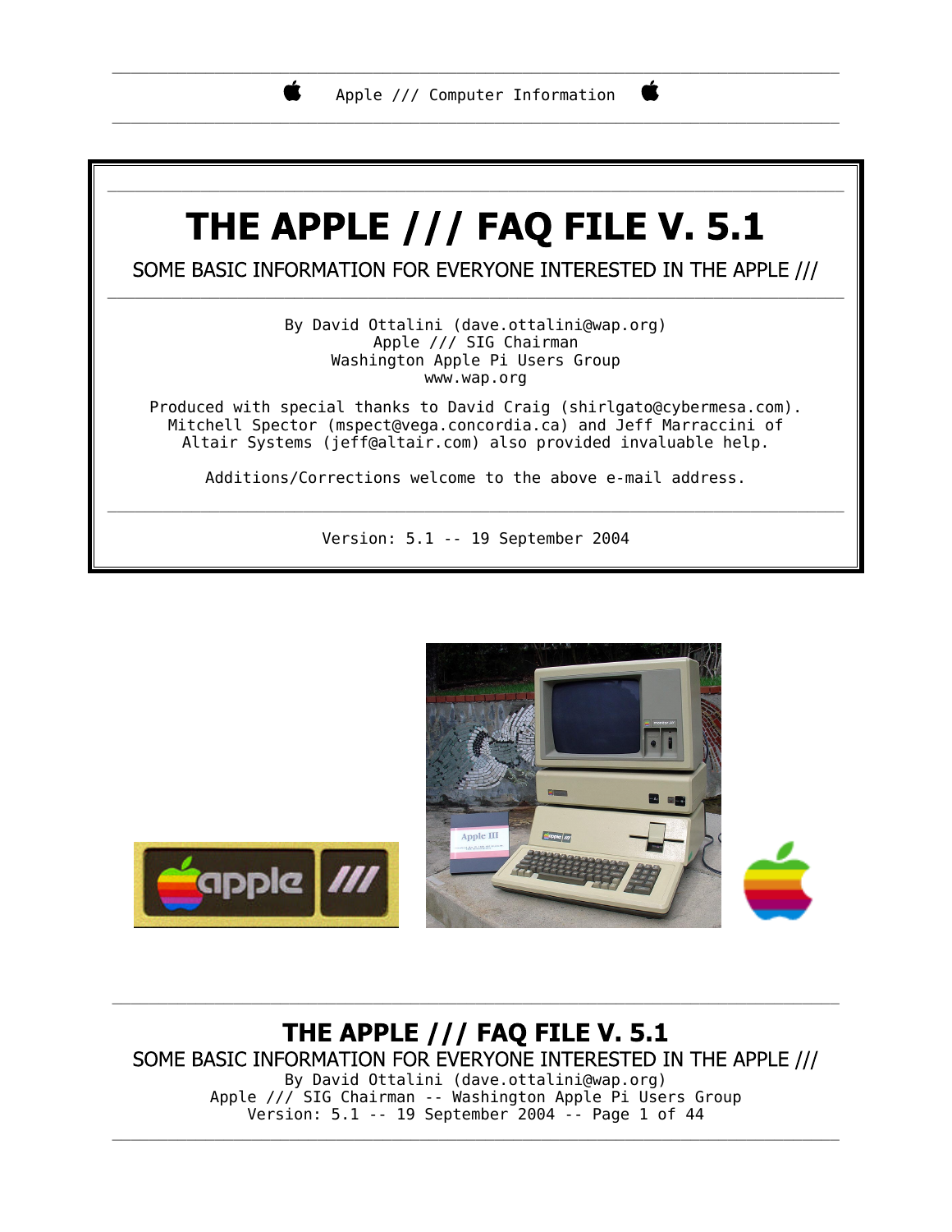# THE APPLE /// FAQ FILE V. 5.1

## SOME BASIC INFORMATION FOR EVERYONE INTERESTED IN THE APPLE ///

By David Ottalini (dave.ottalini@wap.org)
Apple /// SIG Chairman
Washington Apple Pi Users Group
www.wap.org

Produced with special thanks to David Craig (shirlgato@cybermesa.com). Mitchell Spector (mspect@vega.concordia.ca) and Jeff Marraccini of Altair Systems (jeff@altair.com) also provided invaluable help.

Additions/Corrections welcome to the above e-mail address.

Version: 5.1 -- 19 September 2004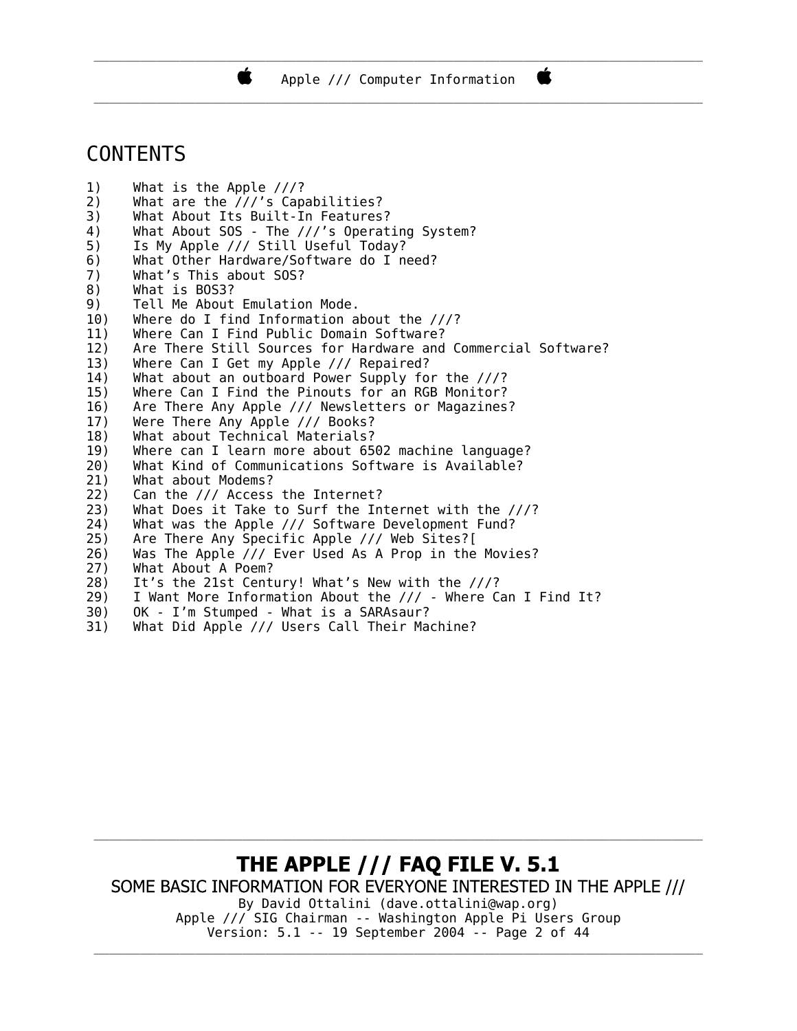# CONTENTS

1) What is the Apple ///?
2) What are the ///'s Capabilities?
3) What About Its Built-In Features?
4) What About SOS - The ///'s Operating System?
5) Is My Apple /// Still Useful Today?
6) What Other Hardware/Software do I need?
7) What's This about SOS?
8) What is BOS3?
9) Tell Me About Emulation Mode.
10) Where do I find Information about the ///?
11) Where Can I Find Public Domain Software?
12) Are There Still Sources for Hardware and Commercial Software?
13) Where Can I Get my Apple /// Repaired?
14) What about an outboard Power Supply for the ///?
15) Where Can I Find the Pinouts for an RGB Monitor?
16) Are There Any Apple /// Newsletters or Magazines?
17) Were There Any Apple /// Books?
18) What about Technical Materials?
19) Where can I learn more about 6502 machine language?
20) What Kind of Communications Software is Available?
21) What about Modems?
22) Can the /// Access the Internet?
23) What Does it Take to Surf the Internet with the ///?
24) What was the Apple /// Software Development Fund?
25) Are There Any Specific Apple /// Web Sites?[
26) Was The Apple /// Ever Used As A Prop in the Movies?
27) What About A Poem?
28) It's the 21st Century! What's New with the ///?
29) I Want More Information About the /// - Where Can I Find It?
30) OK - I'm Stumped - What is a SARAsaur?
31) What Did Apple /// Users Call Their Machine?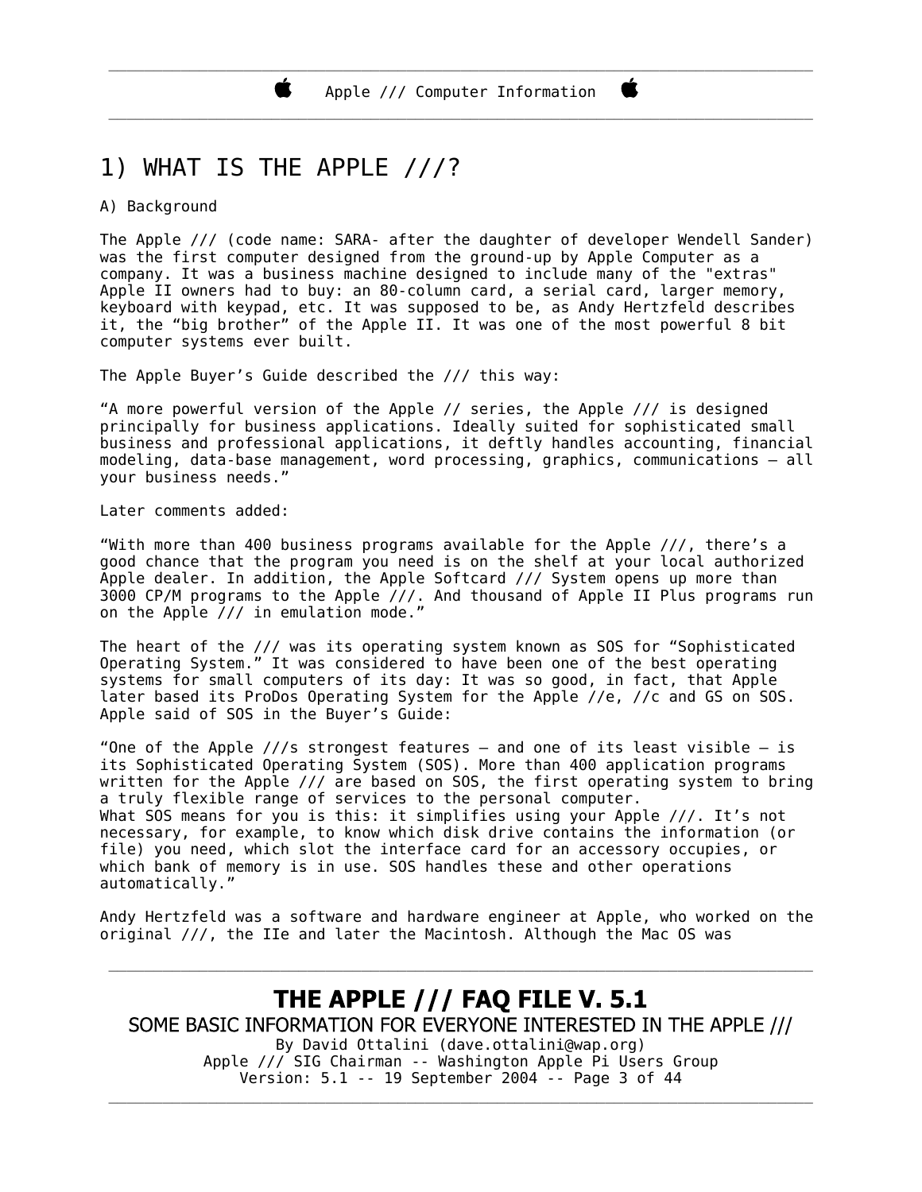# 1) WHAT IS THE APPLE ///?

A) Background

The Apple /// (code name: SARA- after the daughter of developer Wendell Sander) was the first computer designed from the ground-up by Apple Computer as a company. It was a business machine designed to include many of the "extras" Apple II owners had to buy: an 80-column card, a serial card, larger memory, keyboard with keypad, etc. It was supposed to be, as Andy Hertzfeld describes it, the "big brother" of the Apple II. It was one of the most powerful 8 bit computer systems ever built.

The Apple Buyer's Guide described the /// this way:

"A more powerful version of the Apple // series, the Apple /// is designed principally for business applications. Ideally suited for sophisticated small business and professional applications, it deftly handles accounting, financial modeling, data-base management, word processing, graphics, communications – all your business needs."

Later comments added:

"With more than 400 business programs available for the Apple ///, there's a good chance that the program you need is on the shelf at your local authorized Apple dealer. In addition, the Apple Softcard /// System opens up more than 3000 CP/M programs to the Apple ///. And thousand of Apple II Plus programs run on the Apple /// in emulation mode."

The heart of the /// was its operating system known as SOS for "Sophisticated Operating System." It was considered to have been one of the best operating systems for small computers of its day: It was so good, in fact, that Apple later based its ProDos Operating System for the Apple //e, //c and GS on SOS. Apple said of SOS in the Buyer's Guide:

"One of the Apple ///s strongest features – and one of its least visible – is its Sophisticated Operating System (SOS). More than 400 application programs written for the Apple /// are based on SOS, the first operating system to bring a truly flexible range of services to the personal computer.
What SOS means for you is this: it simplifies using your Apple ///. It's not necessary, for example, to know which disk drive contains the information (or file) you need, which slot the interface card for an accessory occupies, or which bank of memory is in use. SOS handles these and other operations automatically."

Andy Hertzfeld was a software and hardware engineer at Apple, who worked on the original ///, the IIe and later the Macintosh. Although the Mac OS was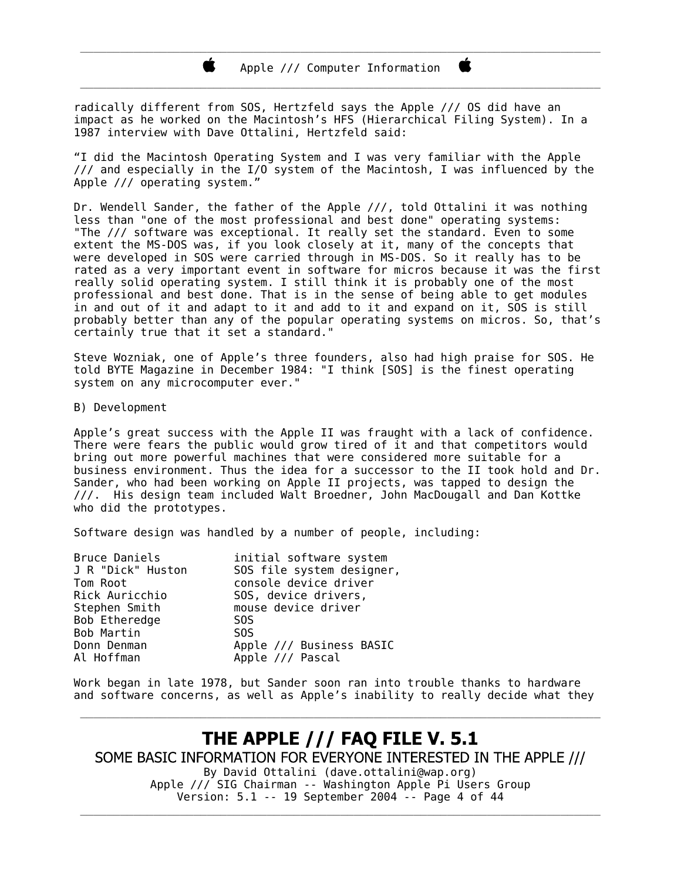radically different from SOS, Hertzfeld says the Apple /// OS did have an impact as he worked on the Macintosh's HFS (Hierarchical Filing System). In a 1987 interview with Dave Ottalini, Hertzfeld said:

"I did the Macintosh Operating System and I was very familiar with the Apple /// and especially in the I/O system of the Macintosh, I was influenced by the Apple /// operating system."

Dr. Wendell Sander, the father of the Apple ///, told Ottalini it was nothing less than "one of the most professional and best done" operating systems: "The /// software was exceptional. It really set the standard. Even to some extent the MS-DOS was, if you look closely at it, many of the concepts that were developed in SOS were carried through in MS-DOS. So it really has to be rated as a very important event in software for micros because it was the first really solid operating system. I still think it is probably one of the most professional and best done. That is in the sense of being able to get modules in and out of it and adapt to it and add to it and expand on it, SOS is still probably better than any of the popular operating systems on micros. So, that's certainly true that it set a standard."

Steve Wozniak, one of Apple's three founders, also had high praise for SOS. He told BYTE Magazine in December 1984: "I think [SOS] is the finest operating system on any microcomputer ever."

B) Development

Apple's great success with the Apple II was fraught with a lack of confidence. There were fears the public would grow tired of it and that competitors would bring out more powerful machines that were considered more suitable for a business environment. Thus the idea for a successor to the II took hold and Dr. Sander, who had been working on Apple II projects, was tapped to design the ///. His design team included Walt Broedner, John MacDougall and Dan Kottke who did the prototypes.

Software design was handled by a number of people, including:

```
Bruce Daniels          initial software system
J R "Dick" Huston      SOS file system designer,
Tom Root               console device driver
Rick Auricchio         SOS, device drivers,
Stephen Smith          mouse device driver
Bob Etheredge          SOS
Bob Martin             SOS
Donn Denman            Apple /// Business BASIC
Al Hoffman             Apple /// Pascal
```

Work began in late 1978, but Sander soon ran into trouble thanks to hardware and software concerns, as well as Apple's inability to really decide what they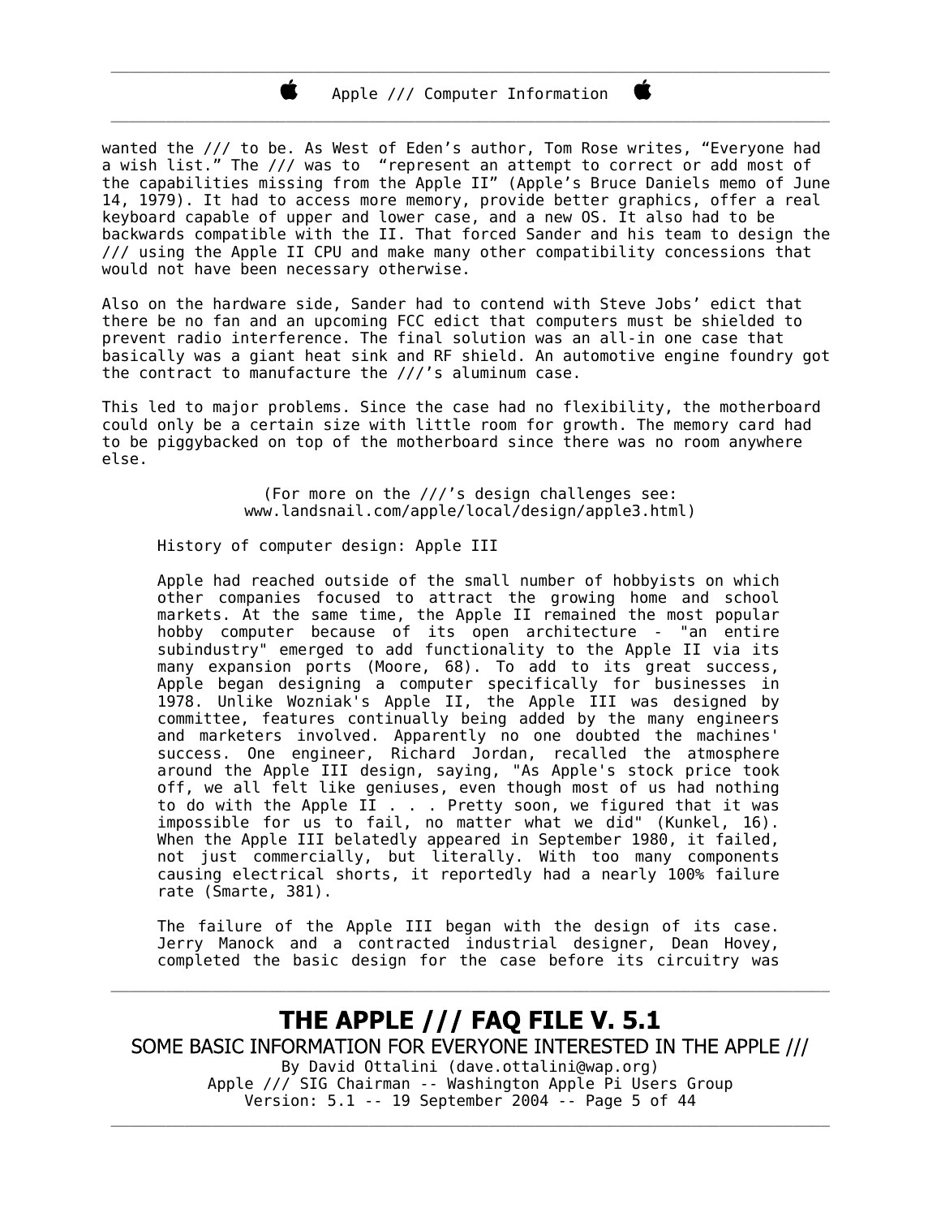wanted the /// to be. As West of Eden's author, Tom Rose writes, "Everyone had a wish list." The /// was to "represent an attempt to correct or add most of the capabilities missing from the Apple II" (Apple's Bruce Daniels memo of June 14, 1979). It had to access more memory, provide better graphics, offer a real keyboard capable of upper and lower case, and a new OS. It also had to be backwards compatible with the II. That forced Sander and his team to design the /// using the Apple II CPU and make many other compatibility concessions that would not have been necessary otherwise.

Also on the hardware side, Sander had to contend with Steve Jobs' edict that there be no fan and an upcoming FCC edict that computers must be shielded to prevent radio interference. The final solution was an all-in one case that basically was a giant heat sink and RF shield. An automotive engine foundry got the contract to manufacture the ///'s aluminum case.

This led to major problems. Since the case had no flexibility, the motherboard could only be a certain size with little room for growth. The memory card had to be piggybacked on top of the motherboard since there was no room anywhere else.

(For more on the ///'s design challenges see:
www.landsnail.com/apple/local/design/apple3.html)

> History of computer design: Apple III
>
> Apple had reached outside of the small number of hobbyists on which other companies focused to attract the growing home and school markets. At the same time, the Apple II remained the most popular hobby computer because of its open architecture - "an entire subindustry" emerged to add functionality to the Apple II via its many expansion ports (Moore, 68). To add to its great success, Apple began designing a computer specifically for businesses in 1978. Unlike Wozniak's Apple II, the Apple III was designed by committee, features continually being added by the many engineers and marketers involved. Apparently no one doubted the machines' success. One engineer, Richard Jordan, recalled the atmosphere around the Apple III design, saying, "As Apple's stock price took off, we all felt like geniuses, even though most of us had nothing to do with the Apple II . . . Pretty soon, we figured that it was impossible for us to fail, no matter what we did" (Kunkel, 16). When the Apple III belatedly appeared in September 1980, it failed, not just commercially, but literally. With too many components causing electrical shorts, it reportedly had a nearly 100% failure rate (Smarte, 381).
>
> The failure of the Apple III began with the design of its case. Jerry Manock and a contracted industrial designer, Dean Hovey, completed the basic design for the case before its circuitry was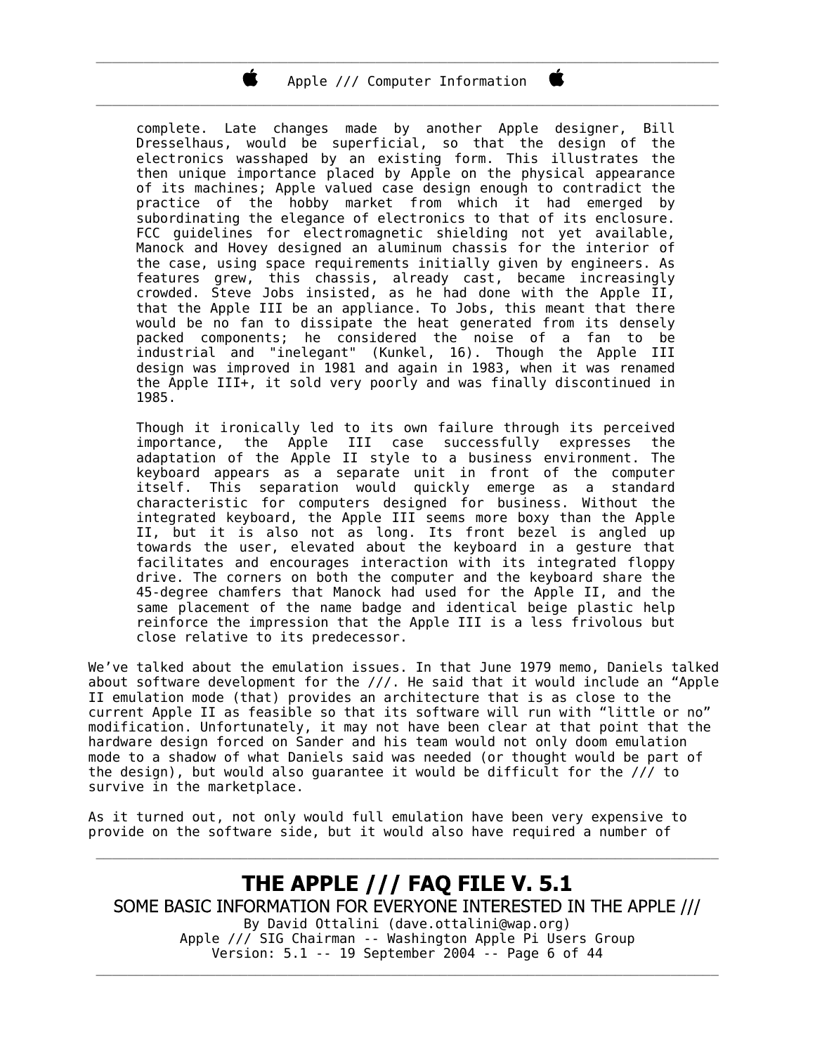> complete. Late changes made by another Apple designer, Bill Dresselhaus, would be superficial, so that the design of the electronics wasshaped by an existing form. This illustrates the then unique importance placed by Apple on the physical appearance of its machines; Apple valued case design enough to contradict the practice of the hobby market from which it had emerged by subordinating the elegance of electronics to that of its enclosure. FCC guidelines for electromagnetic shielding not yet available, Manock and Hovey designed an aluminum chassis for the interior of the case, using space requirements initially given by engineers. As features grew, this chassis, already cast, became increasingly crowded. Steve Jobs insisted, as he had done with the Apple II, that the Apple III be an appliance. To Jobs, this meant that there would be no fan to dissipate the heat generated from its densely packed components; he considered the noise of a fan to be industrial and "inelegant" (Kunkel, 16). Though the Apple III design was improved in 1981 and again in 1983, when it was renamed the Apple III+, it sold very poorly and was finally discontinued in 1985.
>
> Though it ironically led to its own failure through its perceived importance, the Apple III case successfully expresses the adaptation of the Apple II style to a business environment. The keyboard appears as a separate unit in front of the computer itself. This separation would quickly emerge as a standard characteristic for computers designed for business. Without the integrated keyboard, the Apple III seems more boxy than the Apple II, but it is also not as long. Its front bezel is angled up towards the user, elevated about the keyboard in a gesture that facilitates and encourages interaction with its integrated floppy drive. The corners on both the computer and the keyboard share the 45-degree chamfers that Manock had used for the Apple II, and the same placement of the name badge and identical beige plastic help reinforce the impression that the Apple III is a less frivolous but close relative to its predecessor.

We've talked about the emulation issues. In that June 1979 memo, Daniels talked about software development for the ///. He said that it would include an "Apple II emulation mode (that) provides an architecture that is as close to the current Apple II as feasible so that its software will run with "little or no" modification. Unfortunately, it may not have been clear at that point that the hardware design forced on Sander and his team would not only doom emulation mode to a shadow of what Daniels said was needed (or thought would be part of the design), but would also guarantee it would be difficult for the /// to survive in the marketplace.

As it turned out, not only would full emulation have been very expensive to provide on the software side, but it would also have required a number of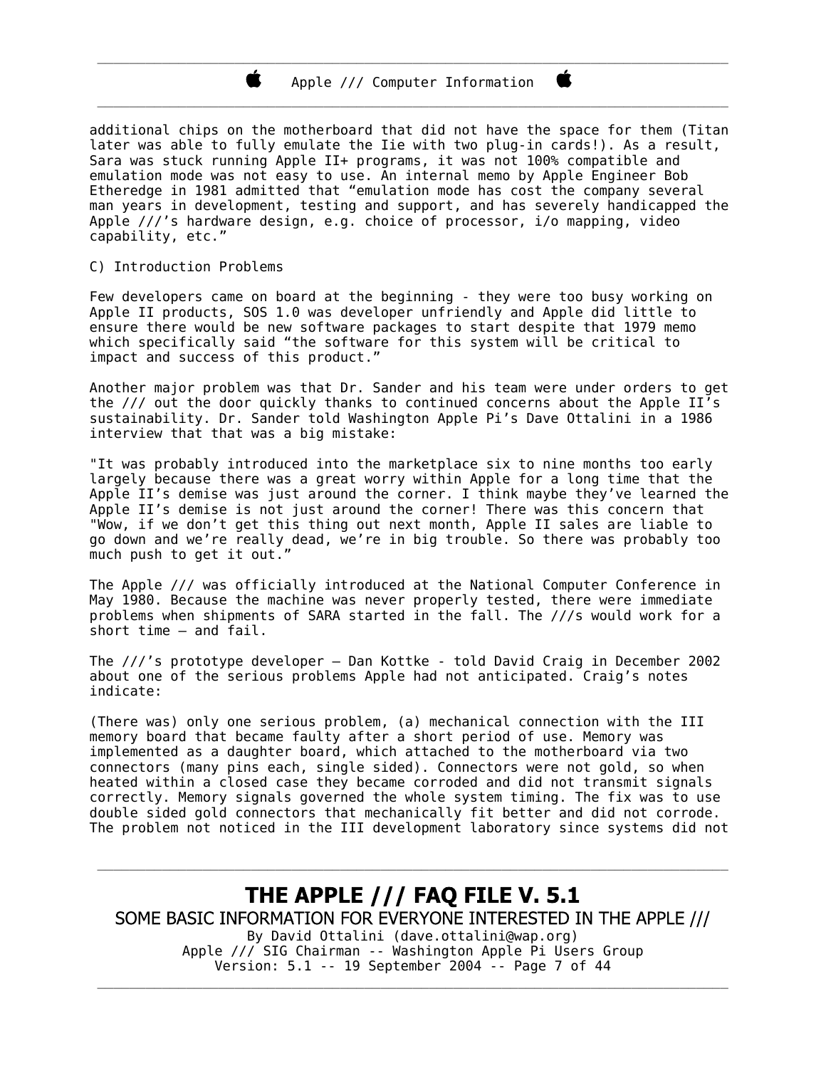additional chips on the motherboard that did not have the space for them (Titan later was able to fully emulate the Iie with two plug-in cards!). As a result, Sara was stuck running Apple II+ programs, it was not 100% compatible and emulation mode was not easy to use. An internal memo by Apple Engineer Bob Etheredge in 1981 admitted that "emulation mode has cost the company several man years in development, testing and support, and has severely handicapped the Apple ///'s hardware design, e.g. choice of processor, i/o mapping, video capability, etc."

C) Introduction Problems

Few developers came on board at the beginning - they were too busy working on Apple II products, SOS 1.0 was developer unfriendly and Apple did little to ensure there would be new software packages to start despite that 1979 memo which specifically said "the software for this system will be critical to impact and success of this product."

Another major problem was that Dr. Sander and his team were under orders to get the /// out the door quickly thanks to continued concerns about the Apple II's sustainability. Dr. Sander told Washington Apple Pi's Dave Ottalini in a 1986 interview that that was a big mistake:

"It was probably introduced into the marketplace six to nine months too early largely because there was a great worry within Apple for a long time that the Apple II's demise was just around the corner. I think maybe they've learned the Apple II's demise is not just around the corner! There was this concern that "Wow, if we don't get this thing out next month, Apple II sales are liable to go down and we're really dead, we're in big trouble. So there was probably too much push to get it out."

The Apple /// was officially introduced at the National Computer Conference in May 1980. Because the machine was never properly tested, there were immediate problems when shipments of SARA started in the fall. The ///s would work for a short time – and fail.

The ///'s prototype developer – Dan Kottke - told David Craig in December 2002 about one of the serious problems Apple had not anticipated. Craig's notes indicate:

(There was) only one serious problem, (a) mechanical connection with the III memory board that became faulty after a short period of use. Memory was implemented as a daughter board, which attached to the motherboard via two connectors (many pins each, single sided). Connectors were not gold, so when heated within a closed case they became corroded and did not transmit signals correctly. Memory signals governed the whole system timing. The fix was to use double sided gold connectors that mechanically fit better and did not corrode. The problem not noticed in the III development laboratory since systems did not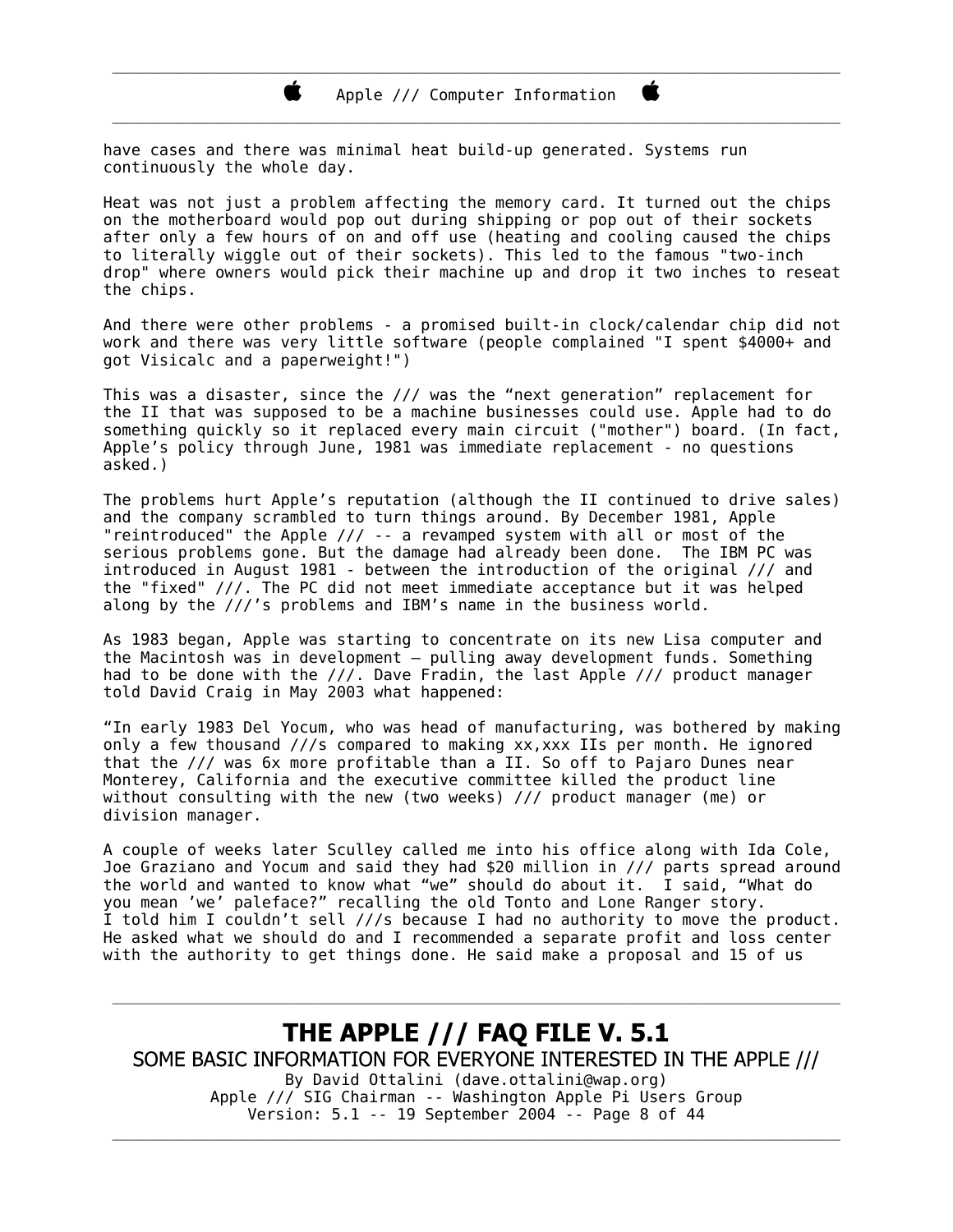have cases and there was minimal heat build-up generated. Systems run continuously the whole day.

Heat was not just a problem affecting the memory card. It turned out the chips on the motherboard would pop out during shipping or pop out of their sockets after only a few hours of on and off use (heating and cooling caused the chips to literally wiggle out of their sockets). This led to the famous "two-inch drop" where owners would pick their machine up and drop it two inches to reseat the chips.

And there were other problems - a promised built-in clock/calendar chip did not work and there was very little software (people complained "I spent $4000+ and got Visicalc and a paperweight!")

This was a disaster, since the /// was the “next generation” replacement for the II that was supposed to be a machine businesses could use. Apple had to do something quickly so it replaced every main circuit ("mother") board. (In fact, Apple’s policy through June, 1981 was immediate replacement - no questions asked.)

The problems hurt Apple’s reputation (although the II continued to drive sales) and the company scrambled to turn things around. By December 1981, Apple "reintroduced" the Apple /// -- a revamped system with all or most of the serious problems gone. But the damage had already been done. The IBM PC was introduced in August 1981 - between the introduction of the original /// and the "fixed" ///. The PC did not meet immediate acceptance but it was helped along by the ///’s problems and IBM’s name in the business world.

As 1983 began, Apple was starting to concentrate on its new Lisa computer and the Macintosh was in development – pulling away development funds. Something had to be done with the ///. Dave Fradin, the last Apple /// product manager told David Craig in May 2003 what happened:

“In early 1983 Del Yocum, who was head of manufacturing, was bothered by making only a few thousand ///s compared to making xx,xxx IIs per month. He ignored that the /// was 6x more profitable than a II. So off to Pajaro Dunes near Monterey, California and the executive committee killed the product line without consulting with the new (two weeks) /// product manager (me) or division manager.

A couple of weeks later Sculley called me into his office along with Ida Cole, Joe Graziano and Yocum and said they had $20 million in /// parts spread around the world and wanted to know what “we” should do about it. I said, “What do you mean ’we’ paleface?” recalling the old Tonto and Lone Ranger story. I told him I couldn’t sell ///s because I had no authority to move the product. He asked what we should do and I recommended a separate profit and loss center with the authority to get things done. He said make a proposal and 15 of us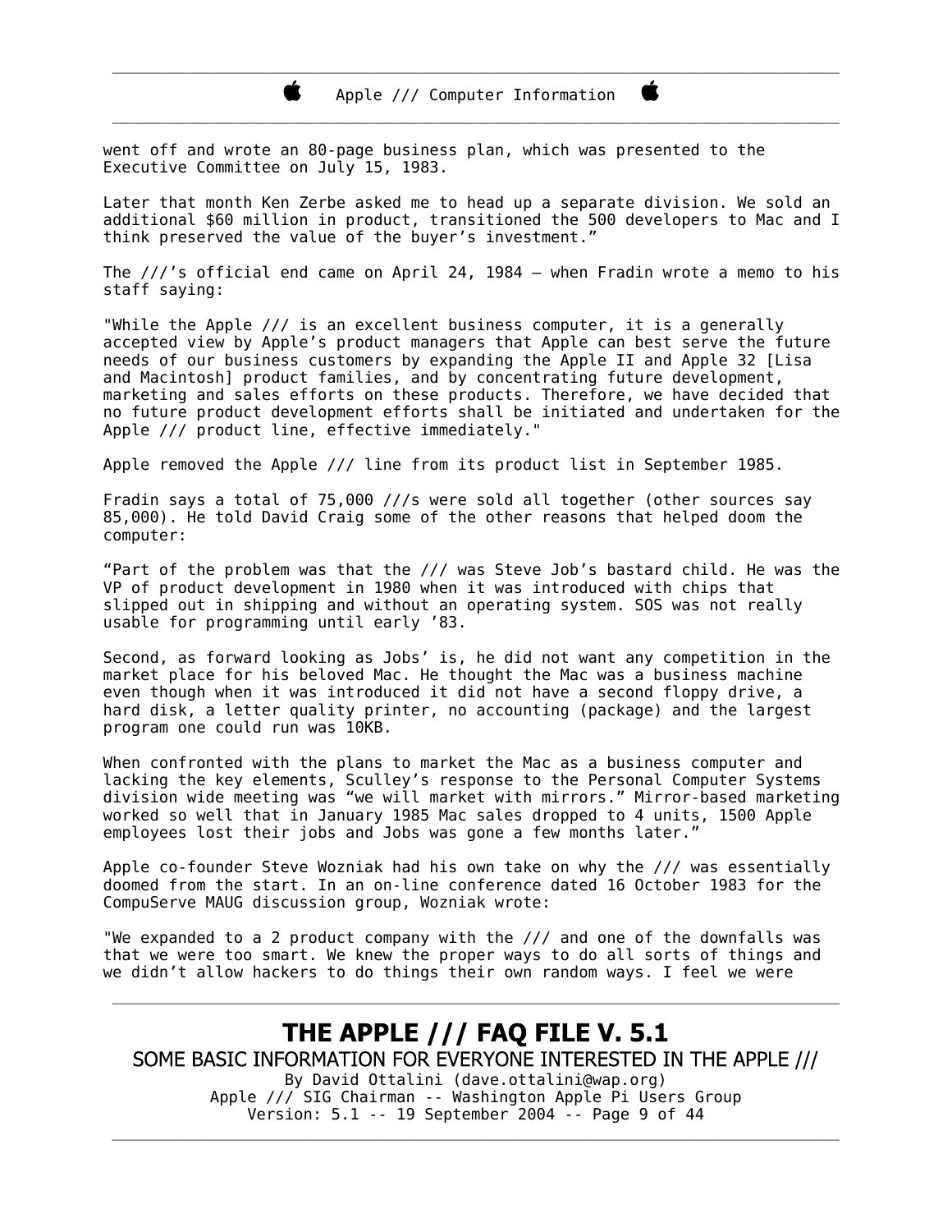went off and wrote an 80-page business plan, which was presented to the Executive Committee on July 15, 1983.

Later that month Ken Zerbe asked me to head up a separate division. We sold an additional $60 million in product, transitioned the 500 developers to Mac and I think preserved the value of the buyer's investment."

The ///'s official end came on April 24, 1984 – when Fradin wrote a memo to his staff saying:

"While the Apple /// is an excellent business computer, it is a generally accepted view by Apple's product managers that Apple can best serve the future needs of our business customers by expanding the Apple II and Apple 32 [Lisa and Macintosh] product families, and by concentrating future development, marketing and sales efforts on these products. Therefore, we have decided that no future product development efforts shall be initiated and undertaken for the Apple /// product line, effective immediately."

Apple removed the Apple /// line from its product list in September 1985.

Fradin says a total of 75,000 ///s were sold all together (other sources say 85,000). He told David Craig some of the other reasons that helped doom the computer:

"Part of the problem was that the /// was Steve Job's bastard child. He was the VP of product development in 1980 when it was introduced with chips that slipped out in shipping and without an operating system. SOS was not really usable for programming until early '83.

Second, as forward looking as Jobs' is, he did not want any competition in the market place for his beloved Mac. He thought the Mac was a business machine even though when it was introduced it did not have a second floppy drive, a hard disk, a letter quality printer, no accounting (package) and the largest program one could run was 10KB.

When confronted with the plans to market the Mac as a business computer and lacking the key elements, Sculley's response to the Personal Computer Systems division wide meeting was "we will market with mirrors." Mirror-based marketing worked so well that in January 1985 Mac sales dropped to 4 units, 1500 Apple employees lost their jobs and Jobs was gone a few months later."

Apple co-founder Steve Wozniak had his own take on why the /// was essentially doomed from the start. In an on-line conference dated 16 October 1983 for the CompuServe MAUG discussion group, Wozniak wrote:

"We expanded to a 2 product company with the /// and one of the downfalls was that we were too smart. We knew the proper ways to do all sorts of things and we didn't allow hackers to do things their own random ways. I feel we were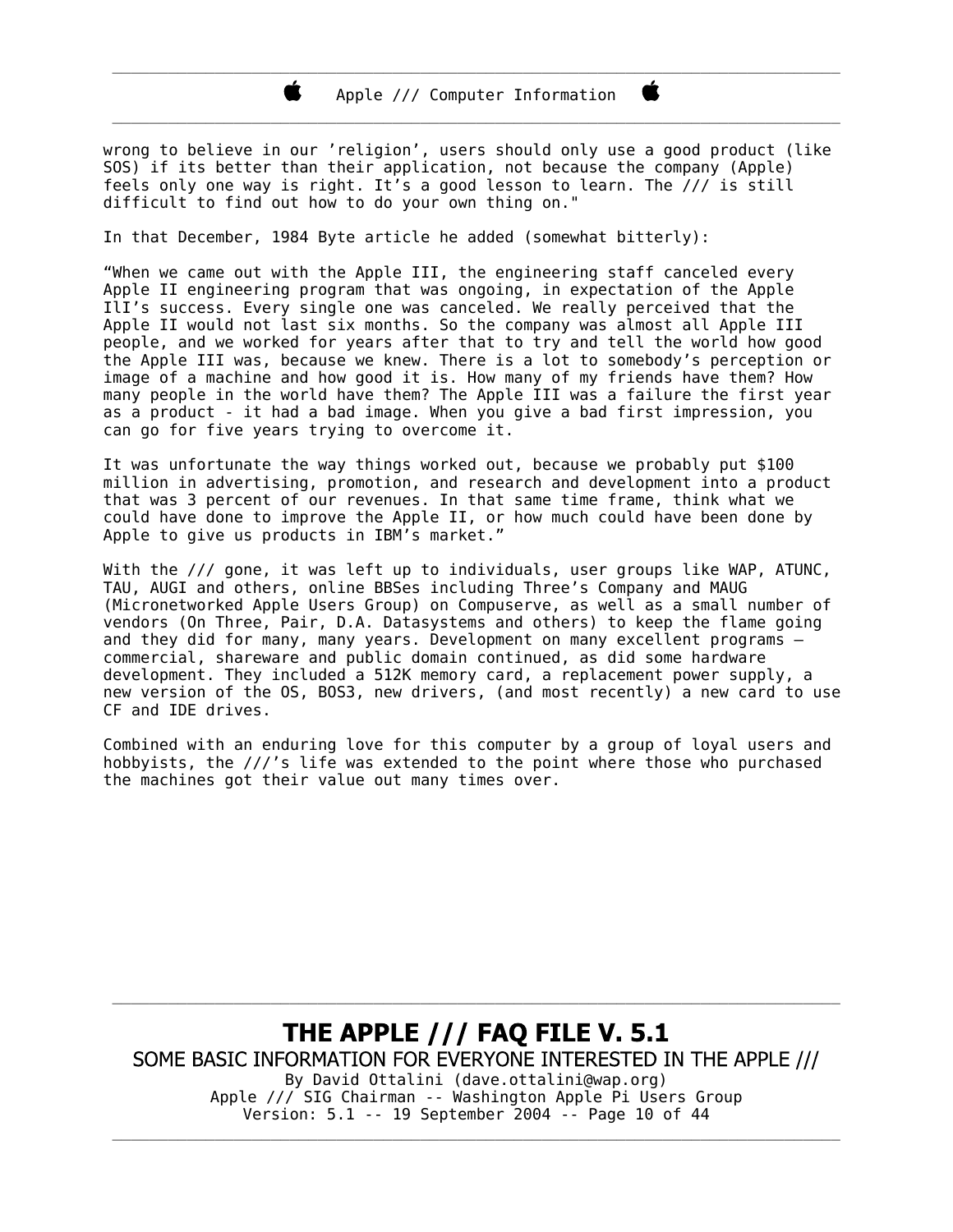wrong to believe in our 'religion', users should only use a good product (like SOS) if its better than their application, not because the company (Apple) feels only one way is right. It's a good lesson to learn. The /// is still difficult to find out how to do your own thing on."

In that December, 1984 Byte article he added (somewhat bitterly):

"When we came out with the Apple III, the engineering staff canceled every Apple II engineering program that was ongoing, in expectation of the Apple IlI's success. Every single one was canceled. We really perceived that the Apple II would not last six months. So the company was almost all Apple III people, and we worked for years after that to try and tell the world how good the Apple III was, because we knew. There is a lot to somebody's perception or image of a machine and how good it is. How many of my friends have them? How many people in the world have them? The Apple III was a failure the first year as a product - it had a bad image. When you give a bad first impression, you can go for five years trying to overcome it.

It was unfortunate the way things worked out, because we probably put $100 million in advertising, promotion, and research and development into a product that was 3 percent of our revenues. In that same time frame, think what we could have done to improve the Apple II, or how much could have been done by Apple to give us products in IBM's market."

With the /// gone, it was left up to individuals, user groups like WAP, ATUNC, TAU, AUGI and others, online BBSes including Three's Company and MAUG (Micronetworked Apple Users Group) on Compuserve, as well as a small number of vendors (On Three, Pair, D.A. Datasystems and others) to keep the flame going and they did for many, many years. Development on many excellent programs – commercial, shareware and public domain continued, as did some hardware development. They included a 512K memory card, a replacement power supply, a new version of the OS, BOS3, new drivers, (and most recently) a new card to use CF and IDE drives.

Combined with an enduring love for this computer by a group of loyal users and hobbyists, the ///'s life was extended to the point where those who purchased the machines got their value out many times over.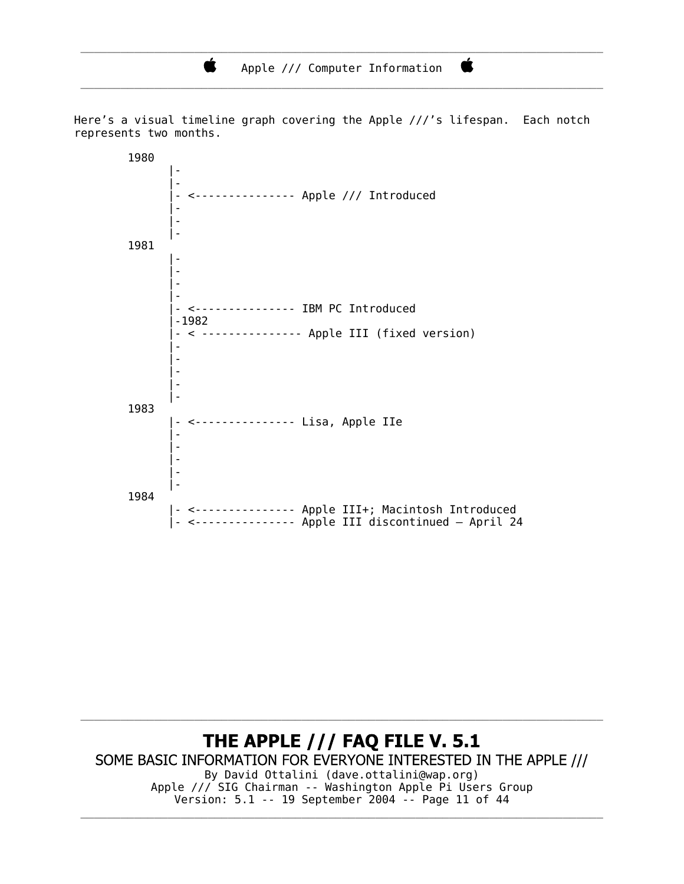Here's a visual timeline graph covering the Apple ///'s lifespan.  Each notch represents two months.

```
1980
      |-
      |-
      |- <--------------- Apple /// Introduced
      |-
      |-
      |-
1981
      |-
      |-
      |-
      |-
      |- <--------------- IBM PC Introduced
      |-1982
      |- < -------------- Apple III (fixed version)
      |-
      |-
      |-
      |-
      |-
1983
      |- <--------------- Lisa, Apple IIe
      |-
      |-
      |-
      |-
      |-
1984
      |- <--------------- Apple III+; Macintosh Introduced
      |- <--------------- Apple III discontinued – April 24
```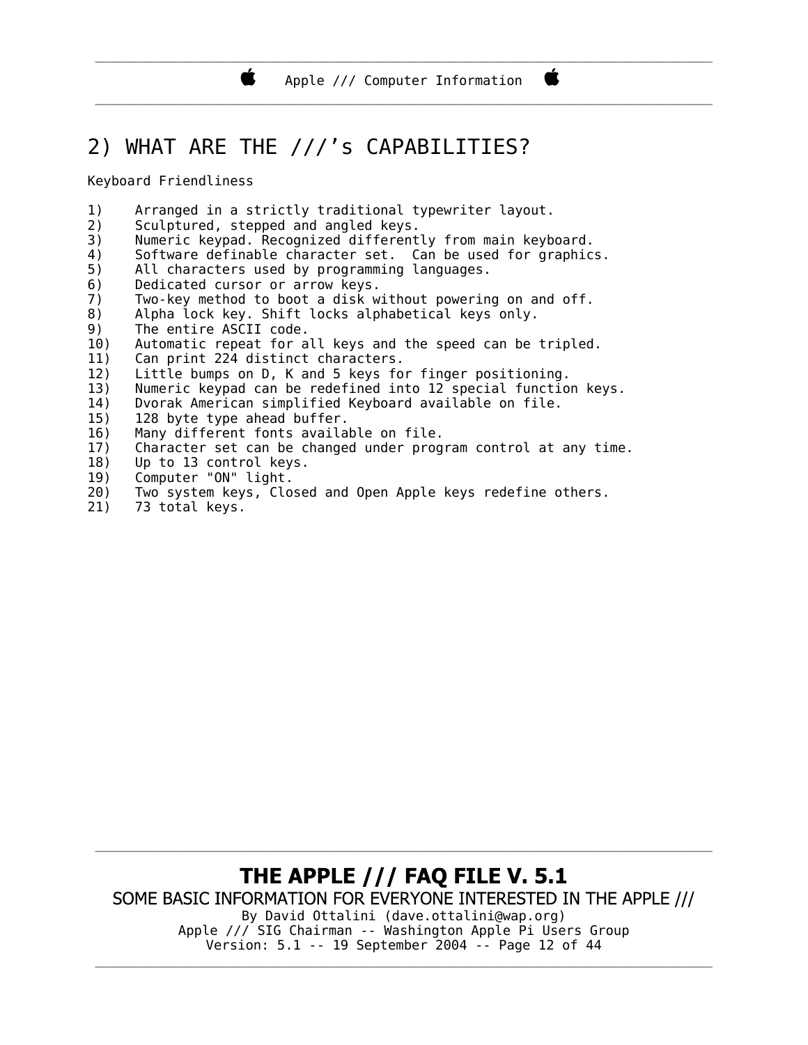## 2) WHAT ARE THE ///'s CAPABILITIES?

Keyboard Friendliness

1) Arranged in a strictly traditional typewriter layout.
2) Sculptured, stepped and angled keys.
3) Numeric keypad. Recognized differently from main keyboard.
4) Software definable character set. Can be used for graphics.
5) All characters used by programming languages.
6) Dedicated cursor or arrow keys.
7) Two-key method to boot a disk without powering on and off.
8) Alpha lock key. Shift locks alphabetical keys only.
9) The entire ASCII code.
10) Automatic repeat for all keys and the speed can be tripled.
11) Can print 224 distinct characters.
12) Little bumps on D, K and 5 keys for finger positioning.
13) Numeric keypad can be redefined into 12 special function keys.
14) Dvorak American simplified Keyboard available on file.
15) 128 byte type ahead buffer.
16) Many different fonts available on file.
17) Character set can be changed under program control at any time.
18) Up to 13 control keys.
19) Computer "ON" light.
20) Two system keys, Closed and Open Apple keys redefine others.
21) 73 total keys.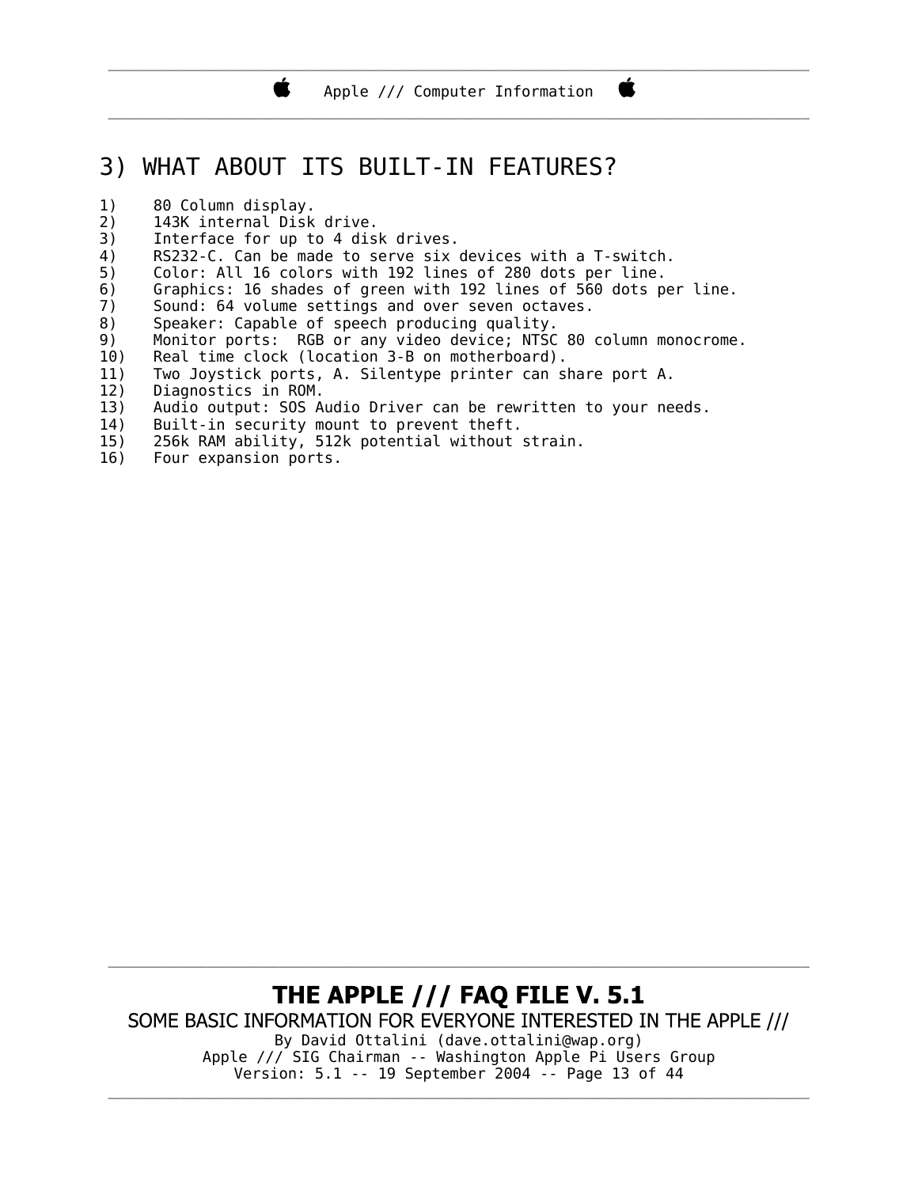## 3) WHAT ABOUT ITS BUILT-IN FEATURES?

1) 80 Column display.
2) 143K internal Disk drive.
3) Interface for up to 4 disk drives.
4) RS232-C. Can be made to serve six devices with a T-switch.
5) Color: All 16 colors with 192 lines of 280 dots per line.
6) Graphics: 16 shades of green with 192 lines of 560 dots per line.
7) Sound: 64 volume settings and over seven octaves.
8) Speaker: Capable of speech producing quality.
9) Monitor ports: RGB or any video device; NTSC 80 column monocrome.
10) Real time clock (location 3-B on motherboard).
11) Two Joystick ports, A. Silentype printer can share port A.
12) Diagnostics in ROM.
13) Audio output: SOS Audio Driver can be rewritten to your needs.
14) Built-in security mount to prevent theft.
15) 256k RAM ability, 512k potential without strain.
16) Four expansion ports.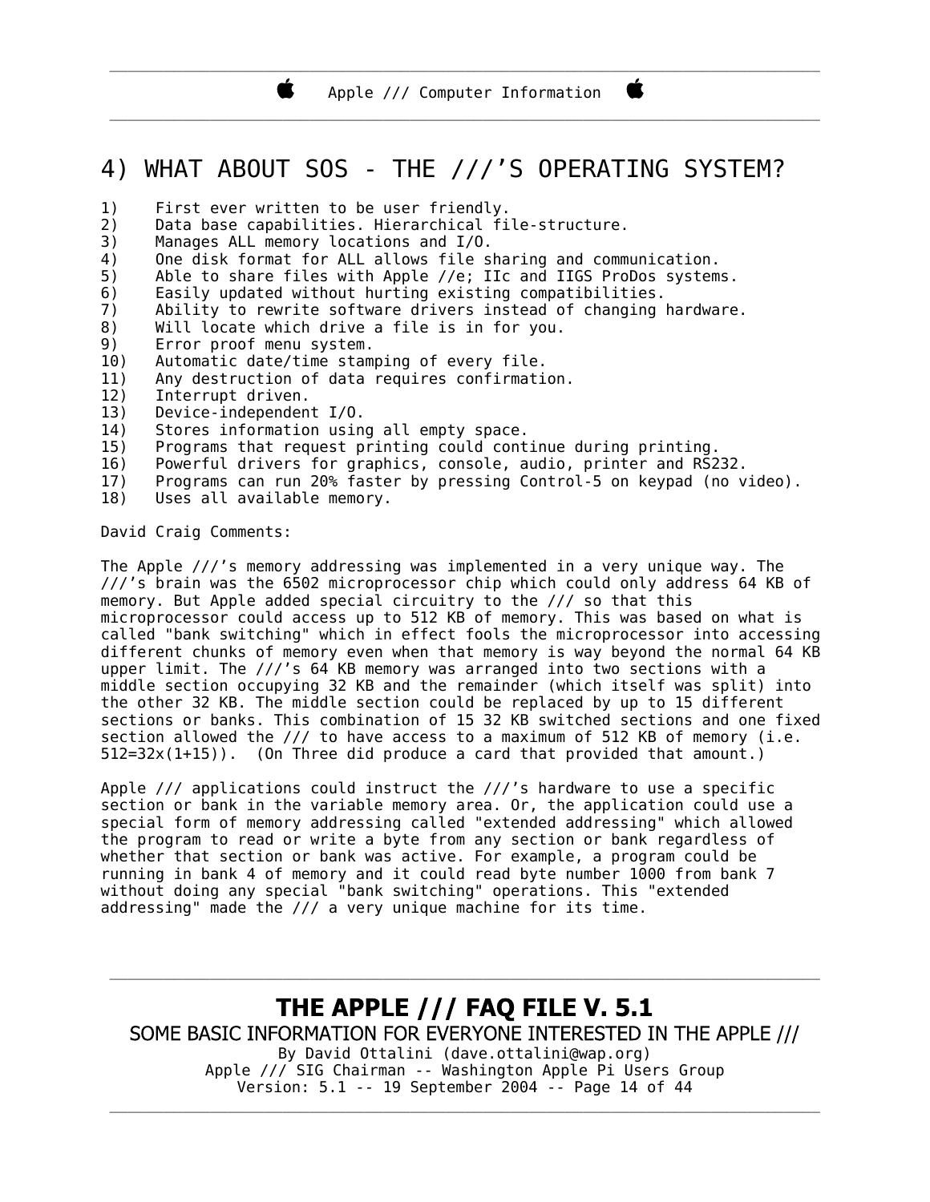# 4) WHAT ABOUT SOS - THE ///'S OPERATING SYSTEM?

1) First ever written to be user friendly.
2) Data base capabilities. Hierarchical file-structure.
3) Manages ALL memory locations and I/O.
4) One disk format for ALL allows file sharing and communication.
5) Able to share files with Apple //e; IIc and IIGS ProDos systems.
6) Easily updated without hurting existing compatibilities.
7) Ability to rewrite software drivers instead of changing hardware.
8) Will locate which drive a file is in for you.
9) Error proof menu system.
10) Automatic date/time stamping of every file.
11) Any destruction of data requires confirmation.
12) Interrupt driven.
13) Device-independent I/O.
14) Stores information using all empty space.
15) Programs that request printing could continue during printing.
16) Powerful drivers for graphics, console, audio, printer and RS232.
17) Programs can run 20% faster by pressing Control-5 on keypad (no video).
18) Uses all available memory.

David Craig Comments:

The Apple ///'s memory addressing was implemented in a very unique way. The ///'s brain was the 6502 microprocessor chip which could only address 64 KB of memory. But Apple added special circuitry to the /// so that this microprocessor could access up to 512 KB of memory. This was based on what is called "bank switching" which in effect fools the microprocessor into accessing different chunks of memory even when that memory is way beyond the normal 64 KB upper limit. The ///'s 64 KB memory was arranged into two sections with a middle section occupying 32 KB and the remainder (which itself was split) into the other 32 KB. The middle section could be replaced by up to 15 different sections or banks. This combination of 15 32 KB switched sections and one fixed section allowed the /// to have access to a maximum of 512 KB of memory (i.e. 512=32x(1+15)). (On Three did produce a card that provided that amount.)

Apple /// applications could instruct the ///'s hardware to use a specific section or bank in the variable memory area. Or, the application could use a special form of memory addressing called "extended addressing" which allowed the program to read or write a byte from any section or bank regardless of whether that section or bank was active. For example, a program could be running in bank 4 of memory and it could read byte number 1000 from bank 7 without doing any special "bank switching" operations. This "extended addressing" made the /// a very unique machine for its time.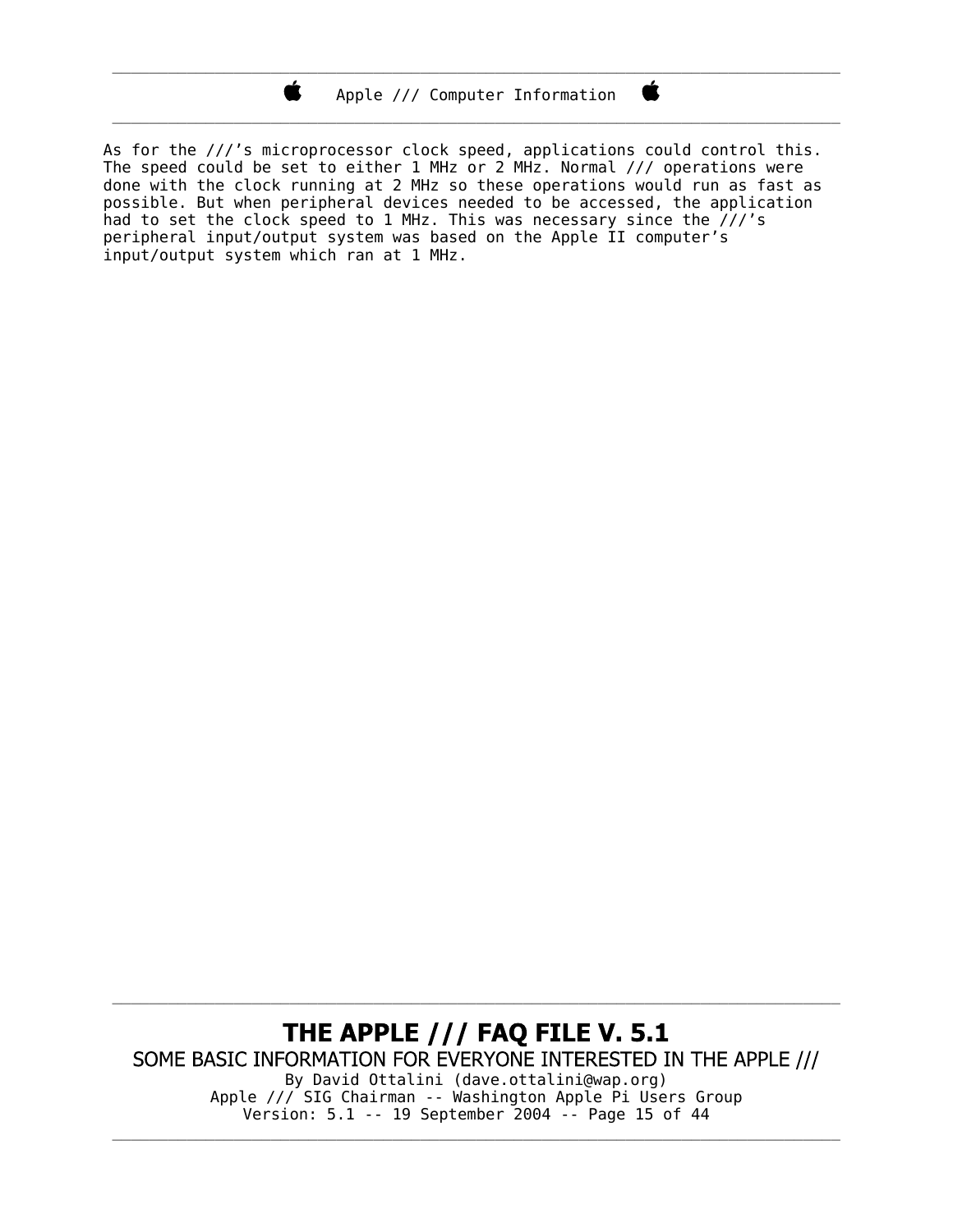As for the ///’s microprocessor clock speed, applications could control this. The speed could be set to either 1 MHz or 2 MHz. Normal /// operations were done with the clock running at 2 MHz so these operations would run as fast as possible. But when peripheral devices needed to be accessed, the application had to set the clock speed to 1 MHz. This was necessary since the ///’s peripheral input/output system was based on the Apple II computer’s input/output system which ran at 1 MHz.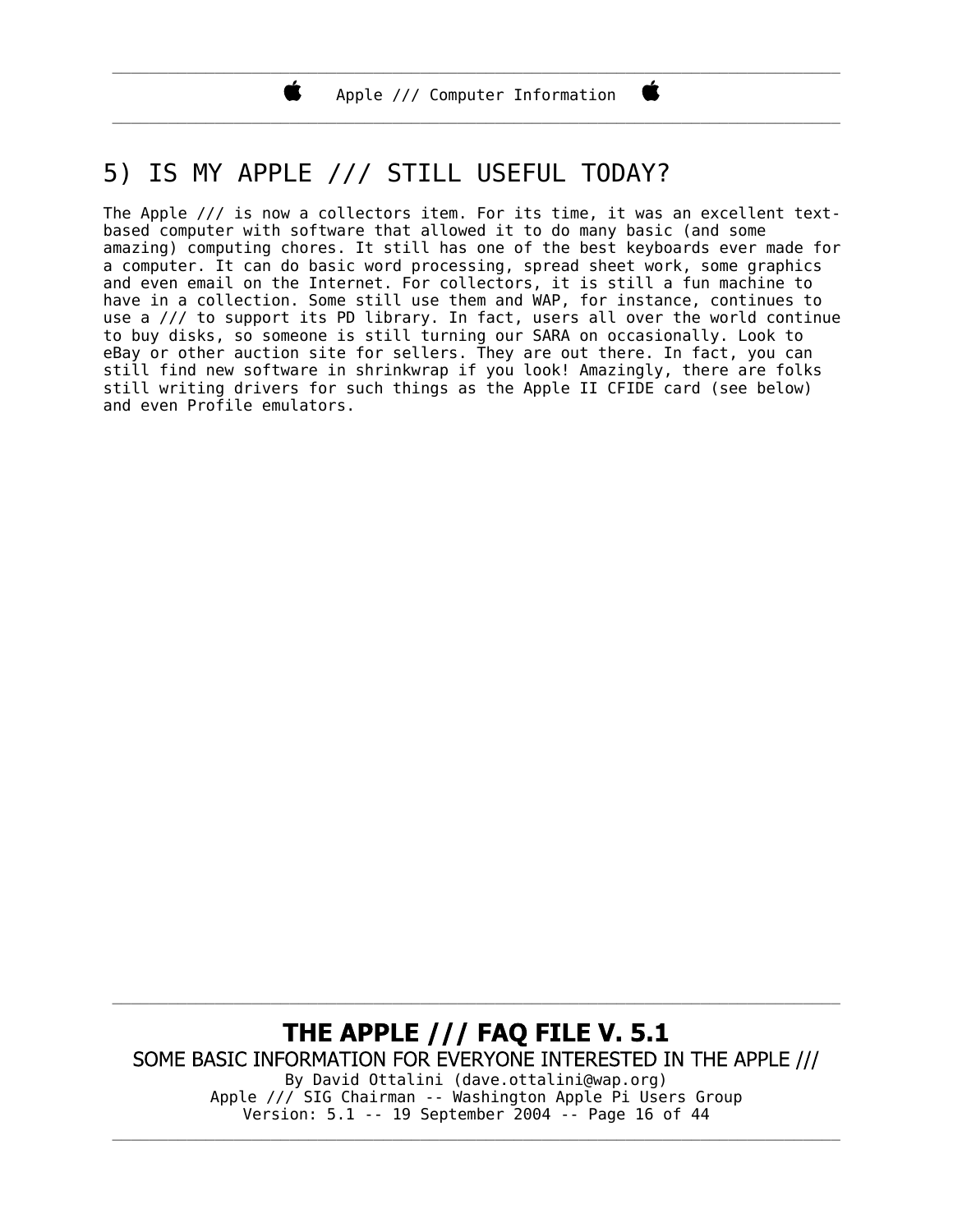## 5) IS MY APPLE /// STILL USEFUL TODAY?

The Apple /// is now a collectors item. For its time, it was an excellent text-based computer with software that allowed it to do many basic (and some amazing) computing chores. It still has one of the best keyboards ever made for a computer. It can do basic word processing, spread sheet work, some graphics and even email on the Internet. For collectors, it is still a fun machine to have in a collection. Some still use them and WAP, for instance, continues to use a /// to support its PD library. In fact, users all over the world continue to buy disks, so someone is still turning our SARA on occasionally. Look to eBay or other auction site for sellers. They are out there. In fact, you can still find new software in shrinkwrap if you look! Amazingly, there are folks still writing drivers for such things as the Apple II CFIDE card (see below) and even Profile emulators.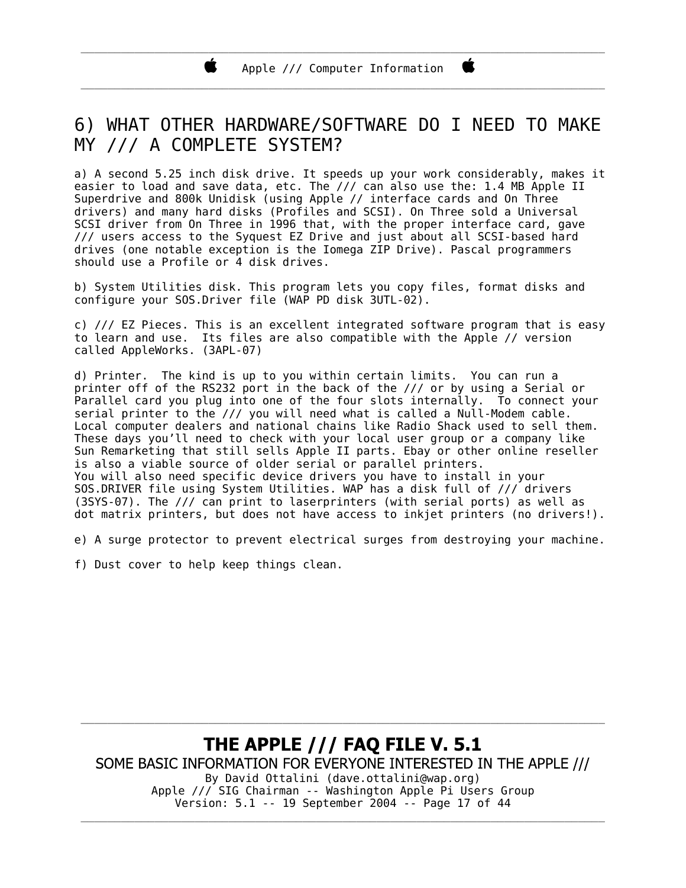## 6) WHAT OTHER HARDWARE/SOFTWARE DO I NEED TO MAKE MY /// A COMPLETE SYSTEM?

a) A second 5.25 inch disk drive. It speeds up your work considerably, makes it easier to load and save data, etc. The /// can also use the: 1.4 MB Apple II Superdrive and 800k Unidisk (using Apple // interface cards and On Three drivers) and many hard disks (Profiles and SCSI). On Three sold a Universal SCSI driver from On Three in 1996 that, with the proper interface card, gave /// users access to the Syquest EZ Drive and just about all SCSI-based hard drives (one notable exception is the Iomega ZIP Drive). Pascal programmers should use a Profile or 4 disk drives.

b) System Utilities disk. This program lets you copy files, format disks and configure your SOS.Driver file (WAP PD disk 3UTL-02).

c) /// EZ Pieces. This is an excellent integrated software program that is easy to learn and use. Its files are also compatible with the Apple // version called AppleWorks. (3APL-07)

d) Printer. The kind is up to you within certain limits. You can run a printer off of the RS232 port in the back of the /// or by using a Serial or Parallel card you plug into one of the four slots internally. To connect your serial printer to the /// you will need what is called a Null-Modem cable. Local computer dealers and national chains like Radio Shack used to sell them. These days you'll need to check with your local user group or a company like Sun Remarketing that still sells Apple II parts. Ebay or other online reseller is also a viable source of older serial or parallel printers.
You will also need specific device drivers you have to install in your SOS.DRIVER file using System Utilities. WAP has a disk full of /// drivers (3SYS-07). The /// can print to laserprinters (with serial ports) as well as dot matrix printers, but does not have access to inkjet printers (no drivers!).

e) A surge protector to prevent electrical surges from destroying your machine.

f) Dust cover to help keep things clean.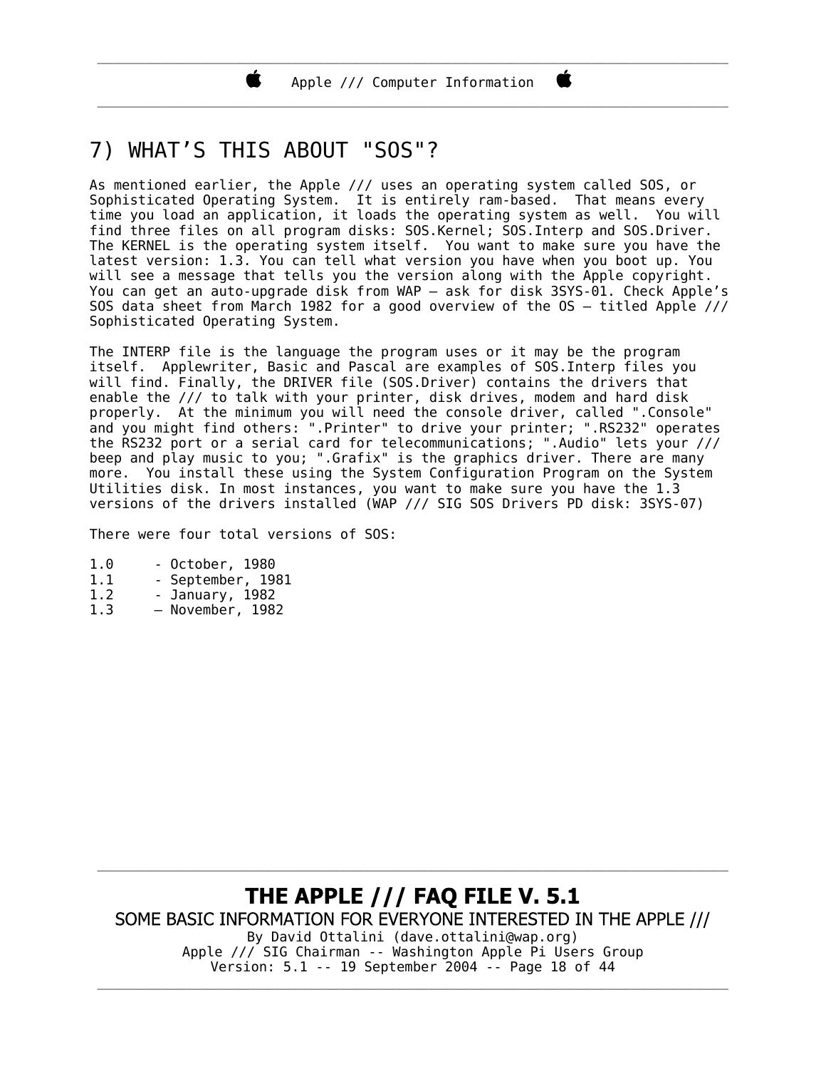# 7) WHAT'S THIS ABOUT "SOS"?

As mentioned earlier, the Apple /// uses an operating system called SOS, or Sophisticated Operating System. It is entirely ram-based. That means every time you load an application, it loads the operating system as well. You will find three files on all program disks: SOS.Kernel; SOS.Interp and SOS.Driver. The KERNEL is the operating system itself. You want to make sure you have the latest version: 1.3. You can tell what version you have when you boot up. You will see a message that tells you the version along with the Apple copyright. You can get an auto-upgrade disk from WAP – ask for disk 3SYS-01. Check Apple's SOS data sheet from March 1982 for a good overview of the OS – titled Apple /// Sophisticated Operating System.

The INTERP file is the language the program uses or it may be the program itself. Applewriter, Basic and Pascal are examples of SOS.Interp files you will find. Finally, the DRIVER file (SOS.Driver) contains the drivers that enable the /// to talk with your printer, disk drives, modem and hard disk properly. At the minimum you will need the console driver, called ".Console" and you might find others: ".Printer" to drive your printer; ".RS232" operates the RS232 port or a serial card for telecommunications; ".Audio" lets your /// beep and play music to you; ".Grafix" is the graphics driver. There are many more. You install these using the System Configuration Program on the System Utilities disk. In most instances, you want to make sure you have the 1.3 versions of the drivers installed (WAP /// SIG SOS Drivers PD disk: 3SYS-07)

There were four total versions of SOS:

```
1.0     - October, 1980
1.1     - September, 1981
1.2     - January, 1982
1.3     – November, 1982
```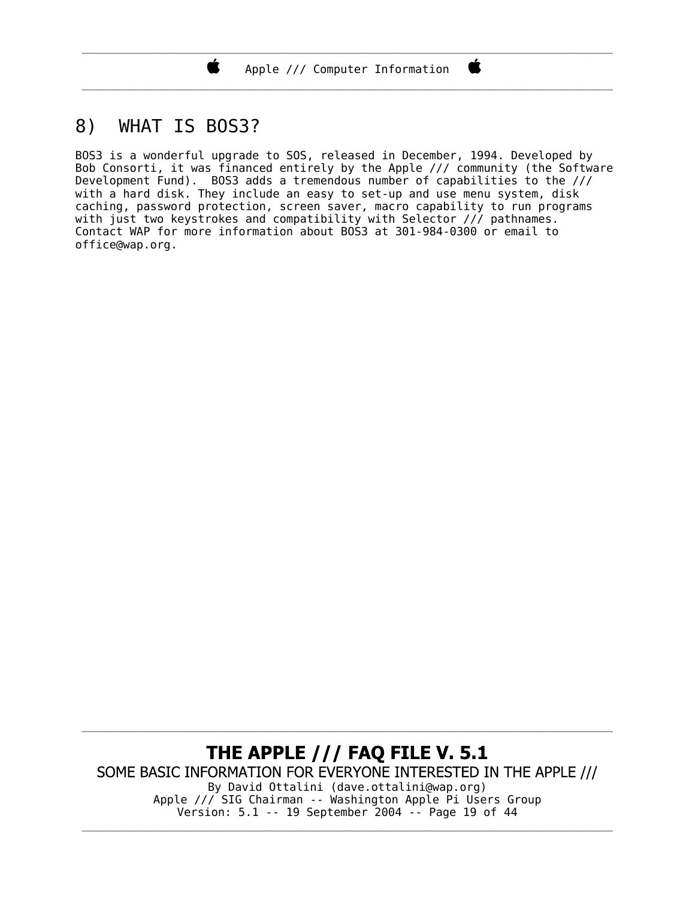## 8) WHAT IS BOS3?

BOS3 is a wonderful upgrade to SOS, released in December, 1994. Developed by Bob Consorti, it was financed entirely by the Apple /// community (the Software Development Fund). BOS3 adds a tremendous number of capabilities to the /// with a hard disk. They include an easy to set-up and use menu system, disk caching, password protection, screen saver, macro capability to run programs with just two keystrokes and compatibility with Selector /// pathnames. Contact WAP for more information about BOS3 at 301-984-0300 or email to office@wap.org.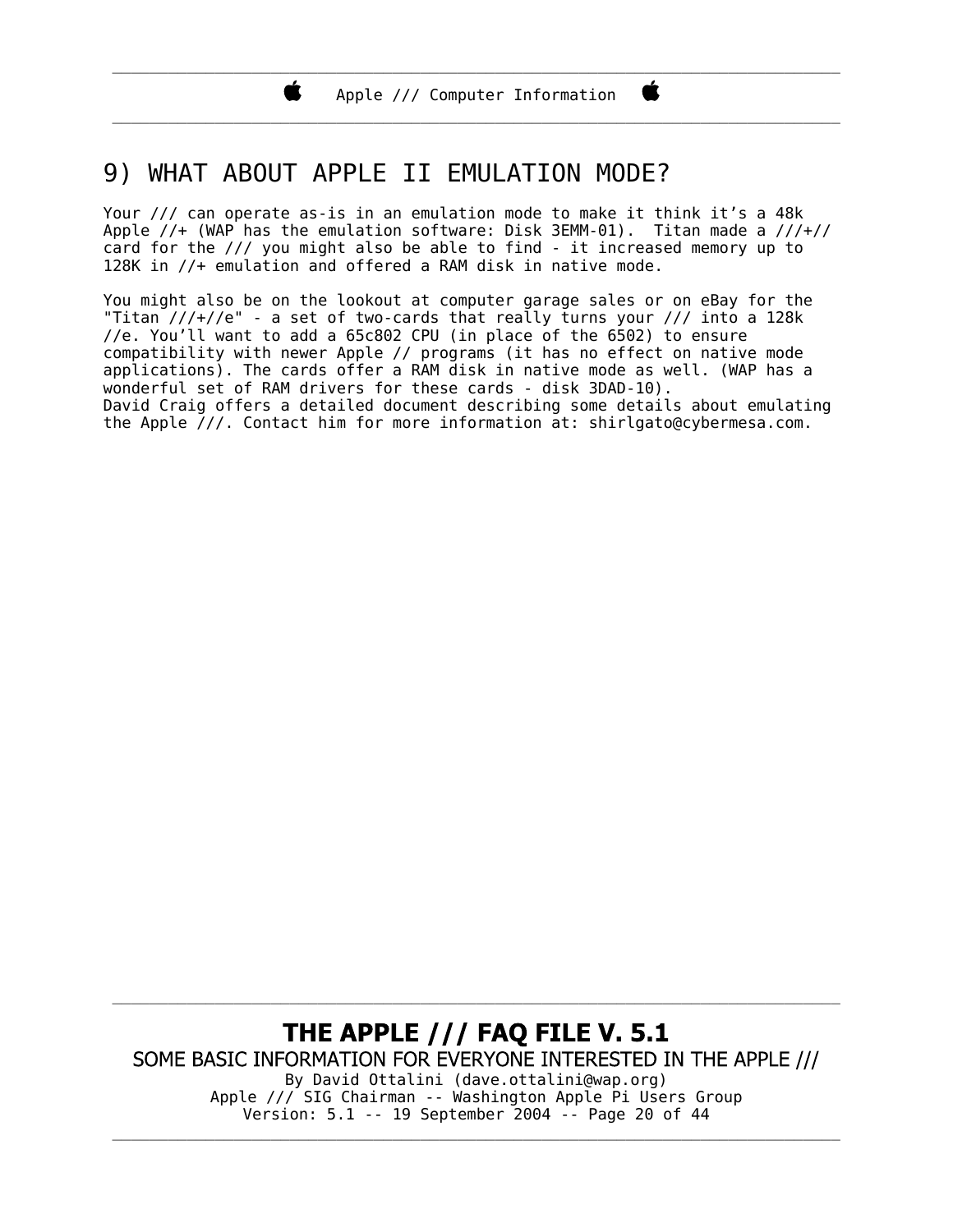## 9) WHAT ABOUT APPLE II EMULATION MODE?

Your /// can operate as-is in an emulation mode to make it think it's a 48k Apple //+ (WAP has the emulation software: Disk 3EMM-01). Titan made a ///+// card for the /// you might also be able to find - it increased memory up to 128K in //+ emulation and offered a RAM disk in native mode.

You might also be on the lookout at computer garage sales or on eBay for the "Titan ///+//e" - a set of two-cards that really turns your /// into a 128k //e. You'll want to add a 65c802 CPU (in place of the 6502) to ensure compatibility with newer Apple // programs (it has no effect on native mode applications). The cards offer a RAM disk in native mode as well. (WAP has a wonderful set of RAM drivers for these cards - disk 3DAD-10).
David Craig offers a detailed document describing some details about emulating the Apple ///. Contact him for more information at: shirlgato@cybermesa.com.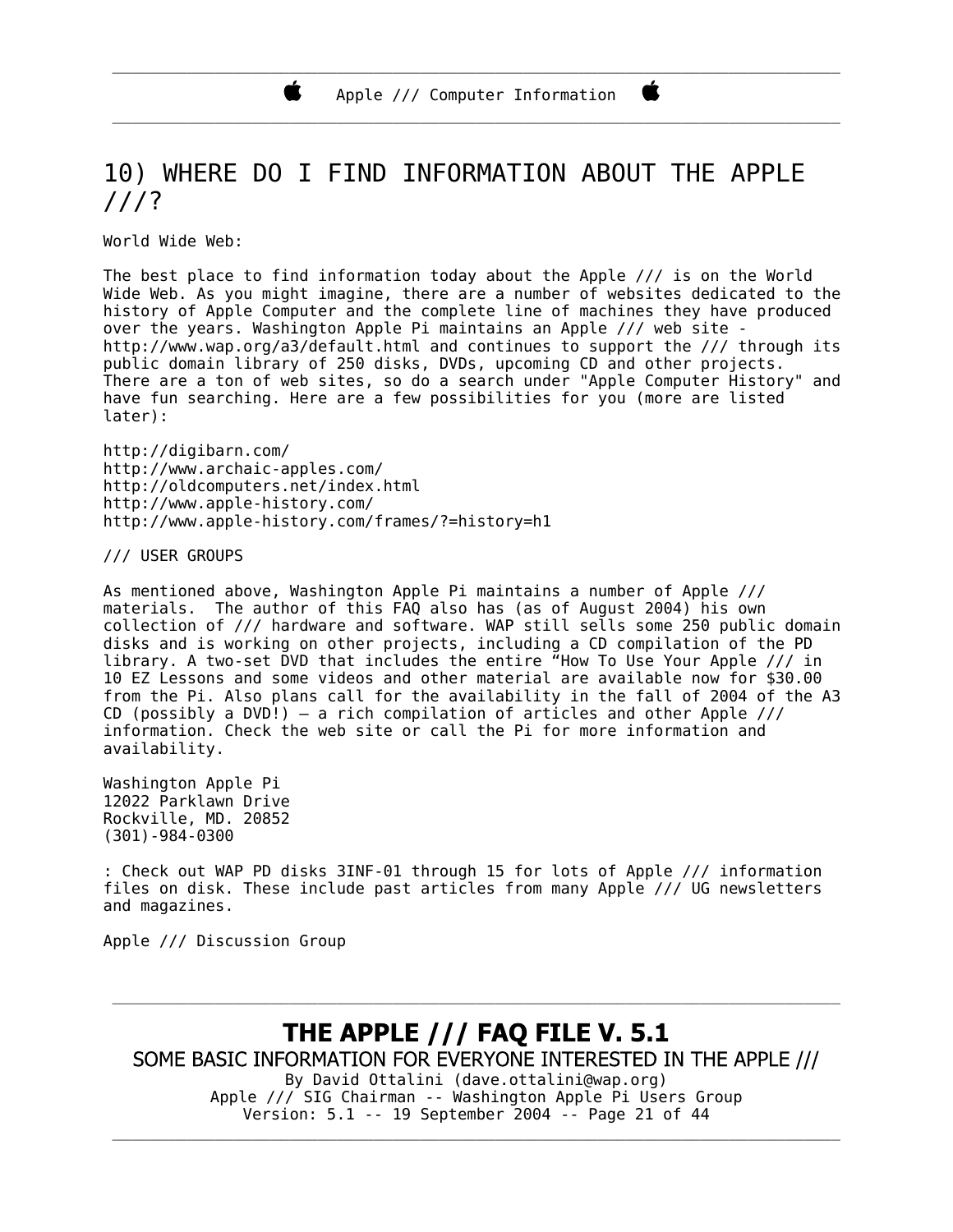## 10) WHERE DO I FIND INFORMATION ABOUT THE APPLE ///?

World Wide Web:

The best place to find information today about the Apple /// is on the World Wide Web. As you might imagine, there are a number of websites dedicated to the history of Apple Computer and the complete line of machines they have produced over the years. Washington Apple Pi maintains an Apple /// web site - http://www.wap.org/a3/default.html and continues to support the /// through its public domain library of 250 disks, DVDs, upcoming CD and other projects. There are a ton of web sites, so do a search under "Apple Computer History" and have fun searching. Here are a few possibilities for you (more are listed later):

http://digibarn.com/
http://www.archaic-apples.com/
http://oldcomputers.net/index.html
http://www.apple-history.com/
http://www.apple-history.com/frames/?=history=h1

/// USER GROUPS

As mentioned above, Washington Apple Pi maintains a number of Apple /// materials. The author of this FAQ also has (as of August 2004) his own collection of /// hardware and software. WAP still sells some 250 public domain disks and is working on other projects, including a CD compilation of the PD library. A two-set DVD that includes the entire "How To Use Your Apple /// in 10 EZ Lessons and some videos and other material are available now for $30.00 from the Pi. Also plans call for the availability in the fall of 2004 of the A3 CD (possibly a DVD!) – a rich compilation of articles and other Apple /// information. Check the web site or call the Pi for more information and availability.

Washington Apple Pi
12022 Parklawn Drive
Rockville, MD. 20852
(301)-984-0300

: Check out WAP PD disks 3INF-01 through 15 for lots of Apple /// information files on disk. These include past articles from many Apple /// UG newsletters and magazines.

Apple /// Discussion Group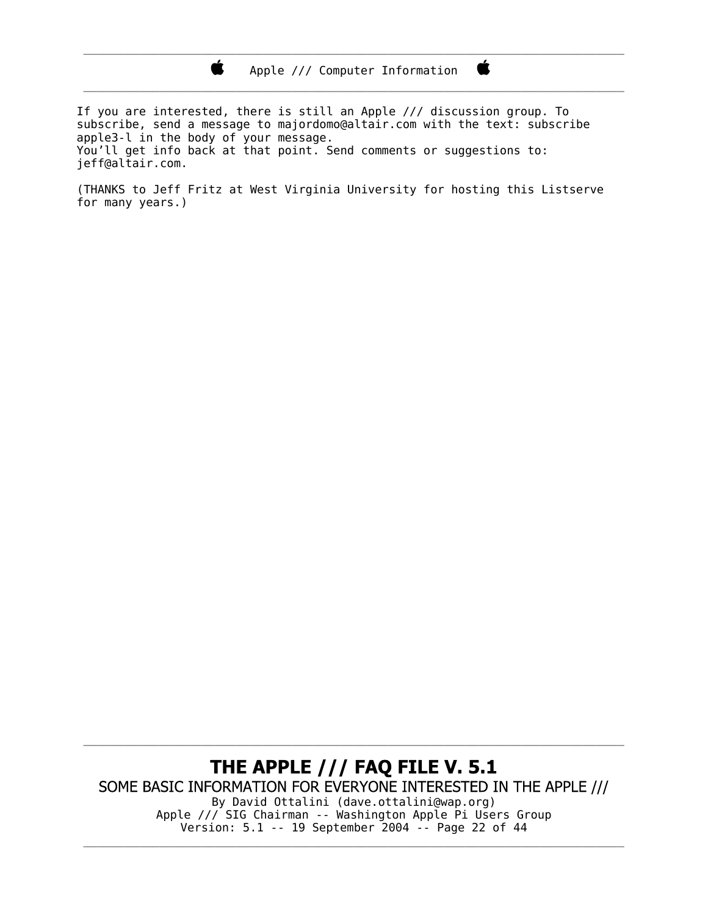If you are interested, there is still an Apple /// discussion group. To subscribe, send a message to majordomo@altair.com with the text: subscribe apple3-l in the body of your message.
You'll get info back at that point. Send comments or suggestions to: jeff@altair.com.

(THANKS to Jeff Fritz at West Virginia University for hosting this Listserve for many years.)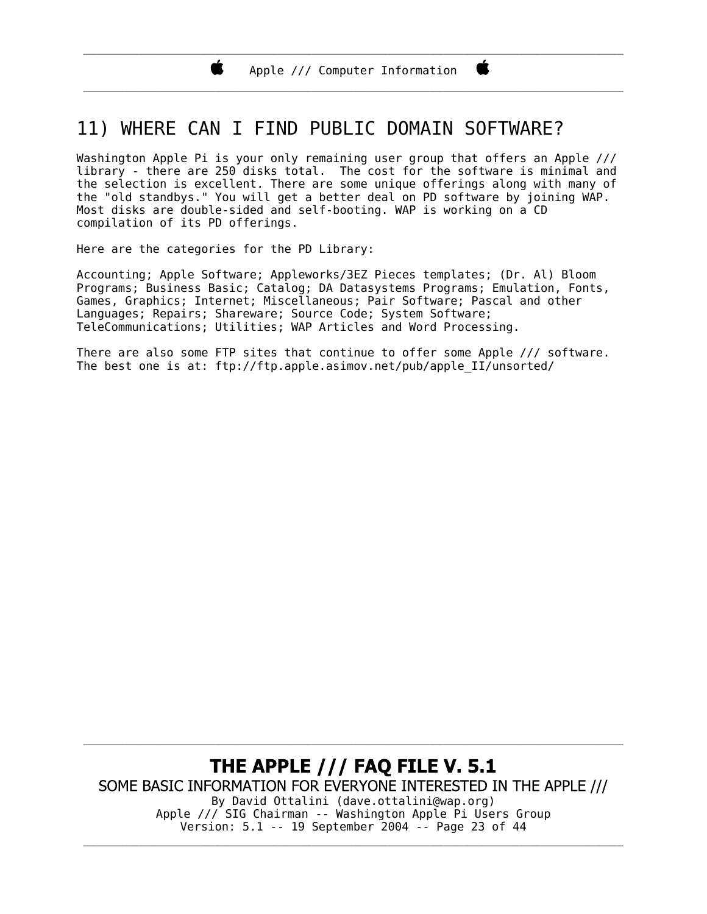## 11) WHERE CAN I FIND PUBLIC DOMAIN SOFTWARE?

Washington Apple Pi is your only remaining user group that offers an Apple /// library - there are 250 disks total. The cost for the software is minimal and the selection is excellent. There are some unique offerings along with many of the "old standbys." You will get a better deal on PD software by joining WAP. Most disks are double-sided and self-booting. WAP is working on a CD compilation of its PD offerings.

Here are the categories for the PD Library:

Accounting; Apple Software; Appleworks/3EZ Pieces templates; (Dr. Al) Bloom Programs; Business Basic; Catalog; DA Datasystems Programs; Emulation, Fonts, Games, Graphics; Internet; Miscellaneous; Pair Software; Pascal and other Languages; Repairs; Shareware; Source Code; System Software; TeleCommunications; Utilities; WAP Articles and Word Processing.

There are also some FTP sites that continue to offer some Apple /// software. The best one is at: ftp://ftp.apple.asimov.net/pub/apple_II/unsorted/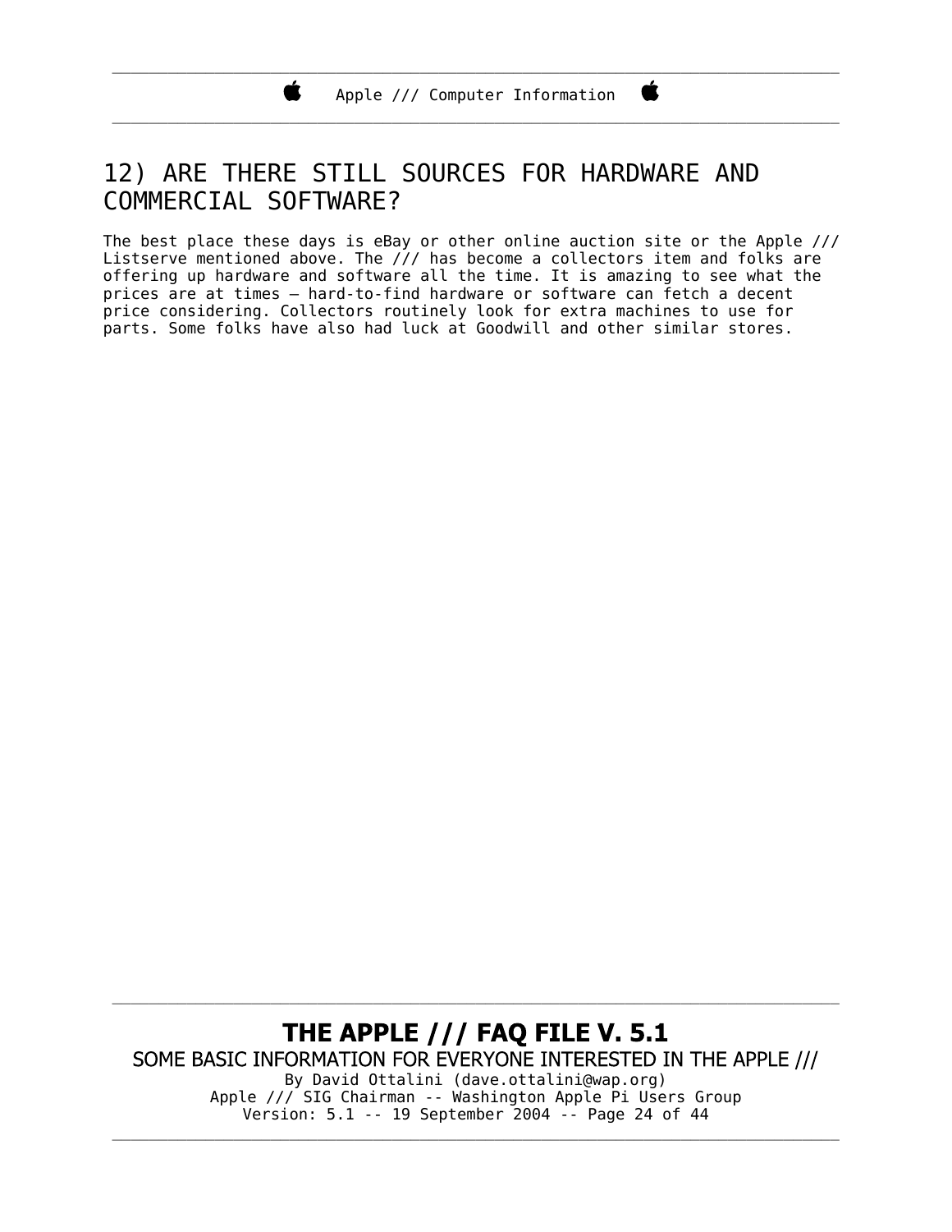## 12) ARE THERE STILL SOURCES FOR HARDWARE AND COMMERCIAL SOFTWARE?

The best place these days is eBay or other online auction site or the Apple /// Listserve mentioned above. The /// has become a collectors item and folks are offering up hardware and software all the time. It is amazing to see what the prices are at times – hard-to-find hardware or software can fetch a decent price considering. Collectors routinely look for extra machines to use for parts. Some folks have also had luck at Goodwill and other similar stores.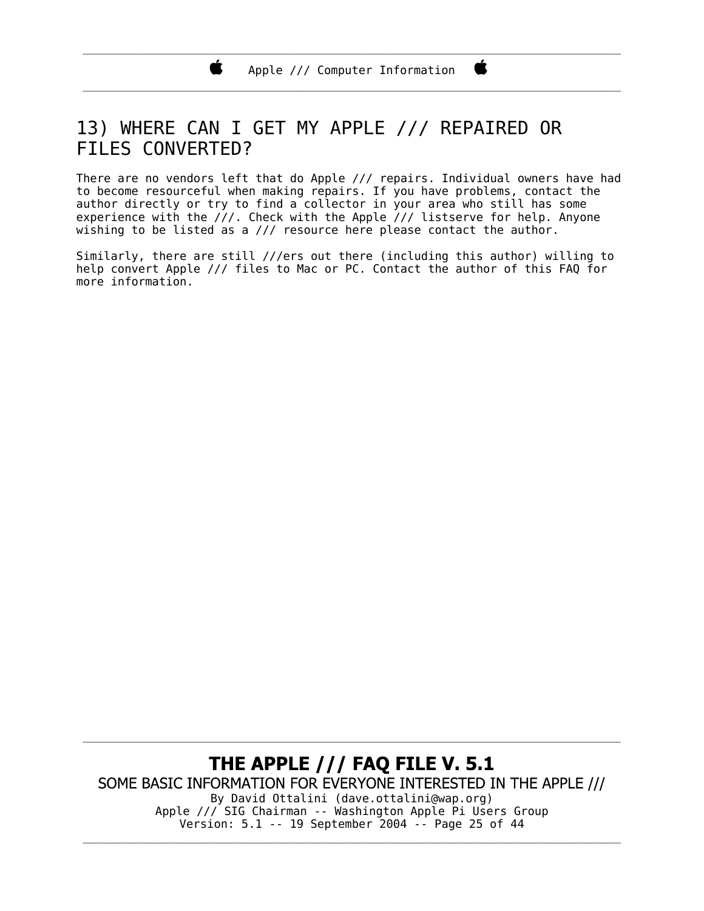## 13) WHERE CAN I GET MY APPLE /// REPAIRED OR FILES CONVERTED?

There are no vendors left that do Apple /// repairs. Individual owners have had to become resourceful when making repairs. If you have problems, contact the author directly or try to find a collector in your area who still has some experience with the ///. Check with the Apple /// listserve for help. Anyone wishing to be listed as a /// resource here please contact the author.

Similarly, there are still ///ers out there (including this author) willing to help convert Apple /// files to Mac or PC. Contact the author of this FAQ for more information.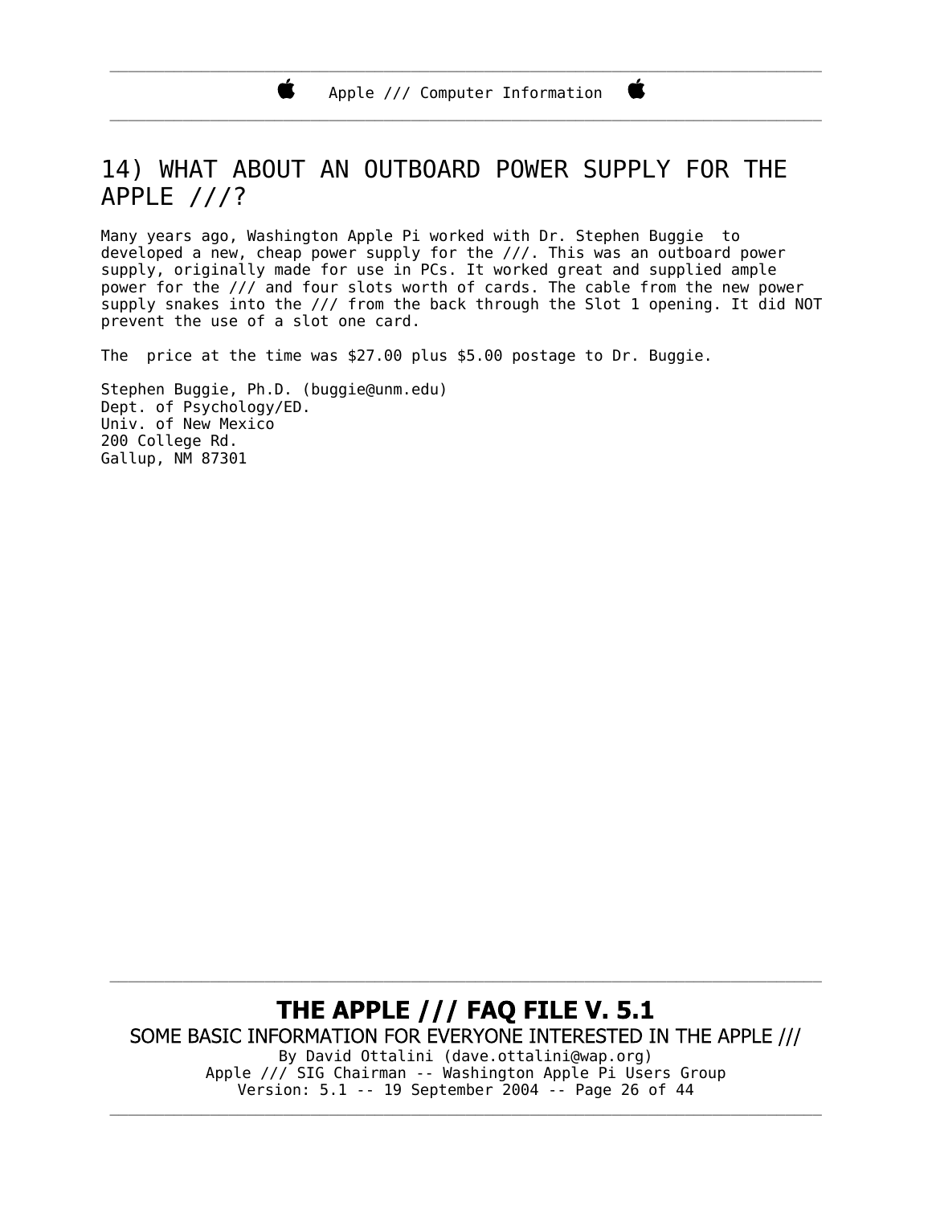## 14) WHAT ABOUT AN OUTBOARD POWER SUPPLY FOR THE APPLE ///?

Many years ago, Washington Apple Pi worked with Dr. Stephen Buggie to developed a new, cheap power supply for the ///. This was an outboard power supply, originally made for use in PCs. It worked great and supplied ample power for the /// and four slots worth of cards. The cable from the new power supply snakes into the /// from the back through the Slot 1 opening. It did NOT prevent the use of a slot one card.

The price at the time was $27.00 plus $5.00 postage to Dr. Buggie.

Stephen Buggie, Ph.D. (buggie@unm.edu)
Dept. of Psychology/ED.
Univ. of New Mexico
200 College Rd.
Gallup, NM 87301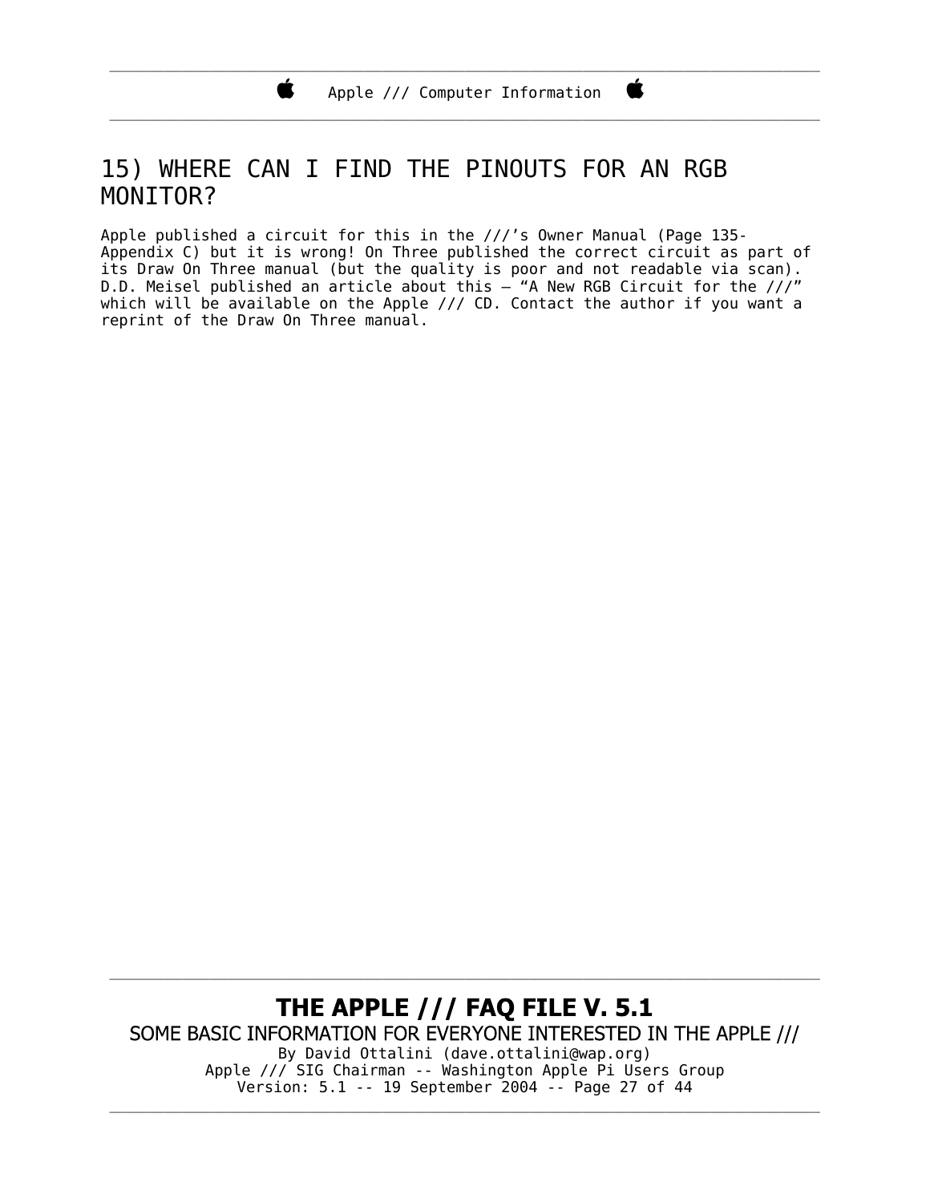## 15) WHERE CAN I FIND THE PINOUTS FOR AN RGB MONITOR?

Apple published a circuit for this in the ///'s Owner Manual (Page 135-Appendix C) but it is wrong! On Three published the correct circuit as part of its Draw On Three manual (but the quality is poor and not readable via scan). D.D. Meisel published an article about this – "A New RGB Circuit for the ///" which will be available on the Apple /// CD. Contact the author if you want a reprint of the Draw On Three manual.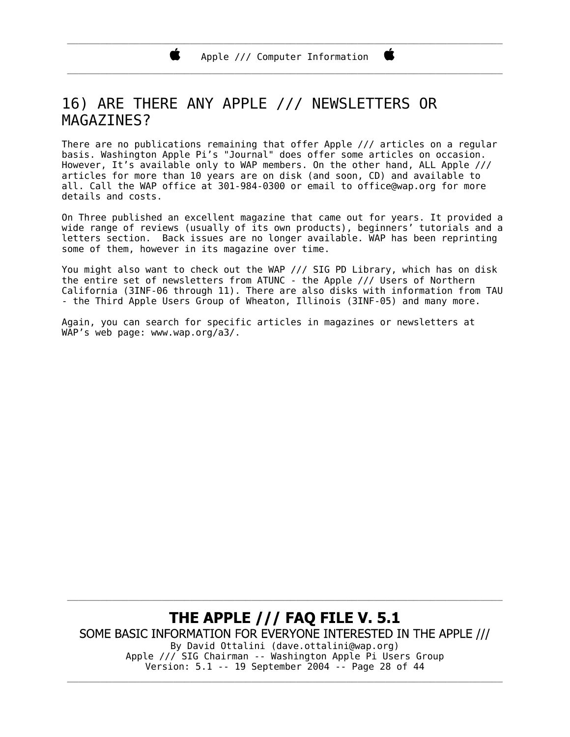## 16) ARE THERE ANY APPLE /// NEWSLETTERS OR MAGAZINES?

There are no publications remaining that offer Apple /// articles on a regular basis. Washington Apple Pi's "Journal" does offer some articles on occasion. However, It's available only to WAP members. On the other hand, ALL Apple /// articles for more than 10 years are on disk (and soon, CD) and available to all. Call the WAP office at 301-984-0300 or email to office@wap.org for more details and costs.

On Three published an excellent magazine that came out for years. It provided a wide range of reviews (usually of its own products), beginners' tutorials and a letters section.  Back issues are no longer available. WAP has been reprinting some of them, however in its magazine over time.

You might also want to check out the WAP /// SIG PD Library, which has on disk the entire set of newsletters from ATUNC - the Apple /// Users of Northern California (3INF-06 through 11). There are also disks with information from TAU - the Third Apple Users Group of Wheaton, Illinois (3INF-05) and many more.

Again, you can search for specific articles in magazines or newsletters at WAP's web page: www.wap.org/a3/.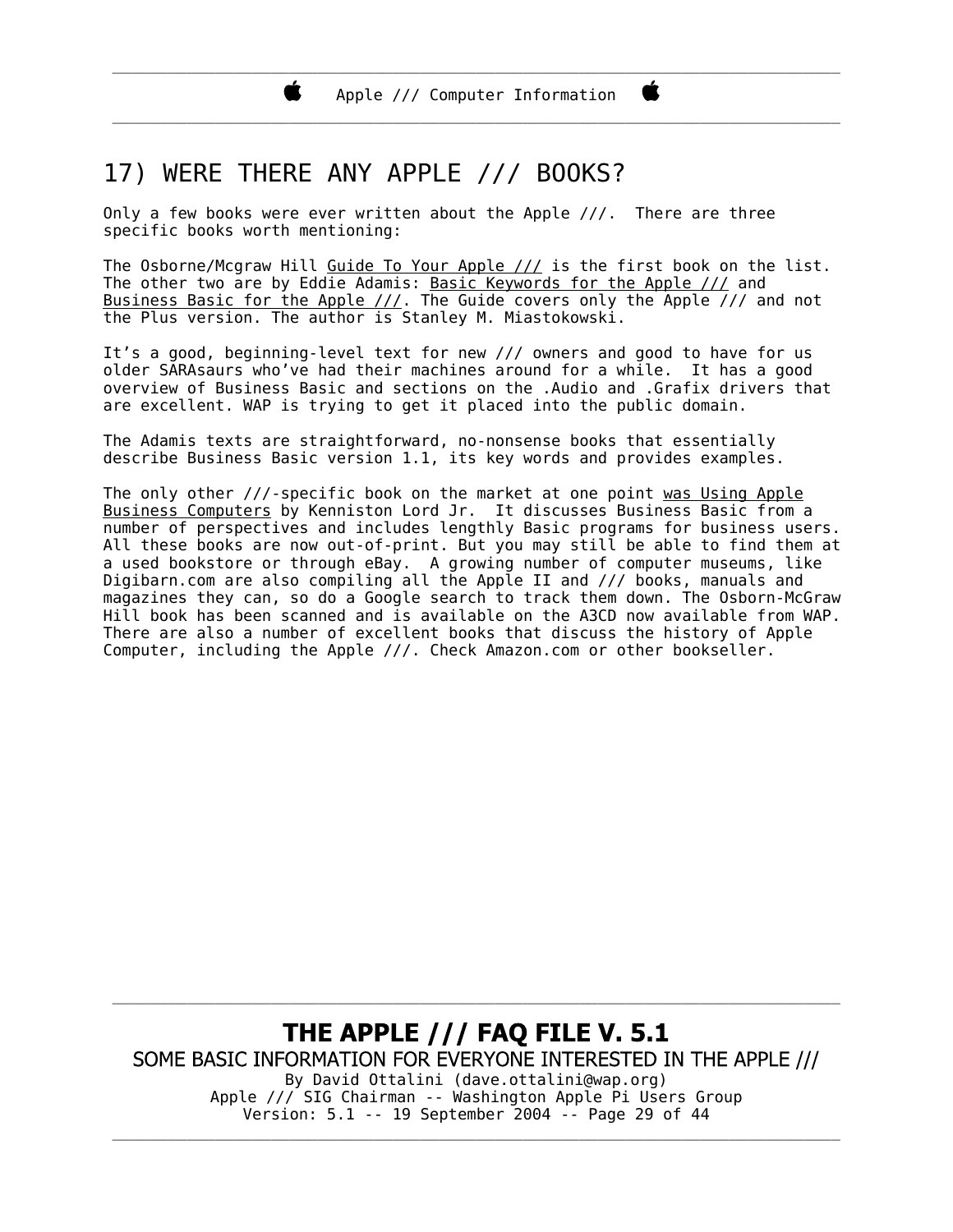# 17) WERE THERE ANY APPLE /// BOOKS?

Only a few books were ever written about the Apple ///.  There are three specific books worth mentioning:

The Osborne/Mcgraw Hill <u>Guide To Your Apple ///</u> is the first book on the list. The other two are by Eddie Adamis: <u>Basic Keywords for the Apple ///</u> and <u>Business Basic for the Apple ///</u>. The Guide covers only the Apple /// and not the Plus version. The author is Stanley M. Miastokowski.

It's a good, beginning-level text for new /// owners and good to have for us older SARAsaurs who've had their machines around for a while.  It has a good overview of Business Basic and sections on the .Audio and .Grafix drivers that are excellent. WAP is trying to get it placed into the public domain.

The Adamis texts are straightforward, no-nonsense books that essentially describe Business Basic version 1.1, its key words and provides examples.

The only other ///-specific book on the market at one point <u>was Using Apple Business Computers</u> by Kenniston Lord Jr.  It discusses Business Basic from a number of perspectives and includes lengthly Basic programs for business users. All these books are now out-of-print. But you may still be able to find them at a used bookstore or through eBay.  A growing number of computer museums, like Digibarn.com are also compiling all the Apple II and /// books, manuals and magazines they can, so do a Google search to track them down. The Osborn-McGraw Hill book has been scanned and is available on the A3CD now available from WAP. There are also a number of excellent books that discuss the history of Apple Computer, including the Apple ///. Check Amazon.com or other bookseller.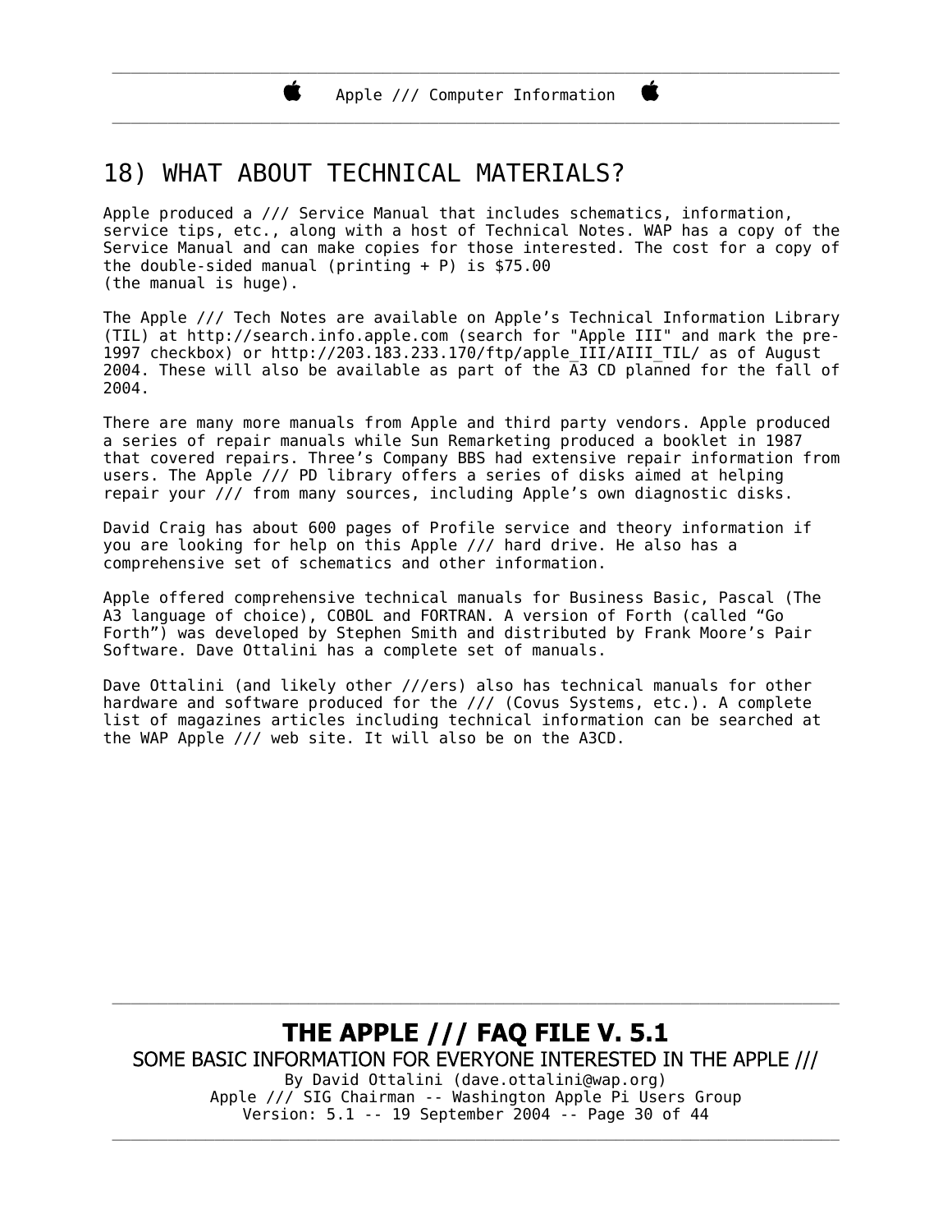# 18) WHAT ABOUT TECHNICAL MATERIALS?

Apple produced a /// Service Manual that includes schematics, information, service tips, etc., along with a host of Technical Notes. WAP has a copy of the Service Manual and can make copies for those interested. The cost for a copy of the double-sided manual (printing + P) is $75.00 (the manual is huge).

The Apple /// Tech Notes are available on Apple's Technical Information Library (TIL) at http://search.info.apple.com (search for "Apple III" and mark the pre-1997 checkbox) or http://203.183.233.170/ftp/apple_III/AIII_TIL/ as of August 2004. These will also be available as part of the A3 CD planned for the fall of 2004.

There are many more manuals from Apple and third party vendors. Apple produced a series of repair manuals while Sun Remarketing produced a booklet in 1987 that covered repairs. Three's Company BBS had extensive repair information from users. The Apple /// PD library offers a series of disks aimed at helping repair your /// from many sources, including Apple's own diagnostic disks.

David Craig has about 600 pages of Profile service and theory information if you are looking for help on this Apple /// hard drive. He also has a comprehensive set of schematics and other information.

Apple offered comprehensive technical manuals for Business Basic, Pascal (The A3 language of choice), COBOL and FORTRAN. A version of Forth (called "Go Forth") was developed by Stephen Smith and distributed by Frank Moore's Pair Software. Dave Ottalini has a complete set of manuals.

Dave Ottalini (and likely other ///ers) also has technical manuals for other hardware and software produced for the /// (Covus Systems, etc.). A complete list of magazines articles including technical information can be searched at the WAP Apple /// web site. It will also be on the A3CD.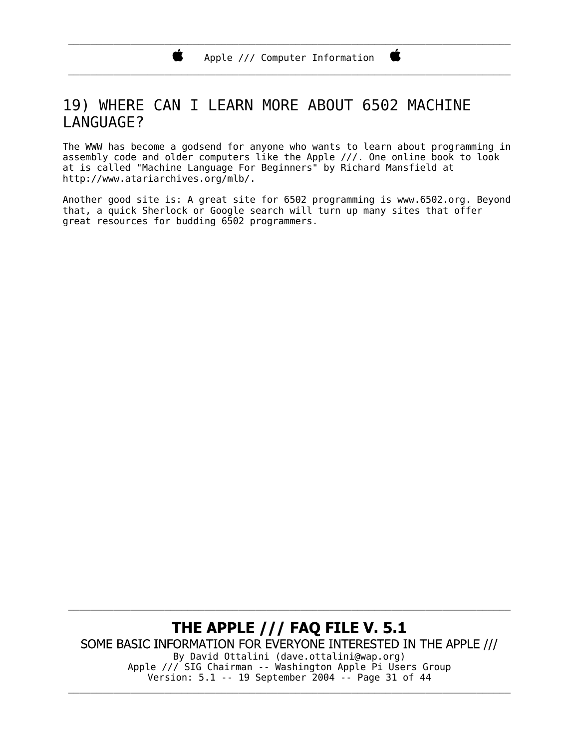## 19) WHERE CAN I LEARN MORE ABOUT 6502 MACHINE LANGUAGE?

The WWW has become a godsend for anyone who wants to learn about programming in assembly code and older computers like the Apple ///. One online book to look at is called "Machine Language For Beginners" by Richard Mansfield at http://www.atariarchives.org/mlb/.

Another good site is: A great site for 6502 programming is www.6502.org. Beyond that, a quick Sherlock or Google search will turn up many sites that offer great resources for budding 6502 programmers.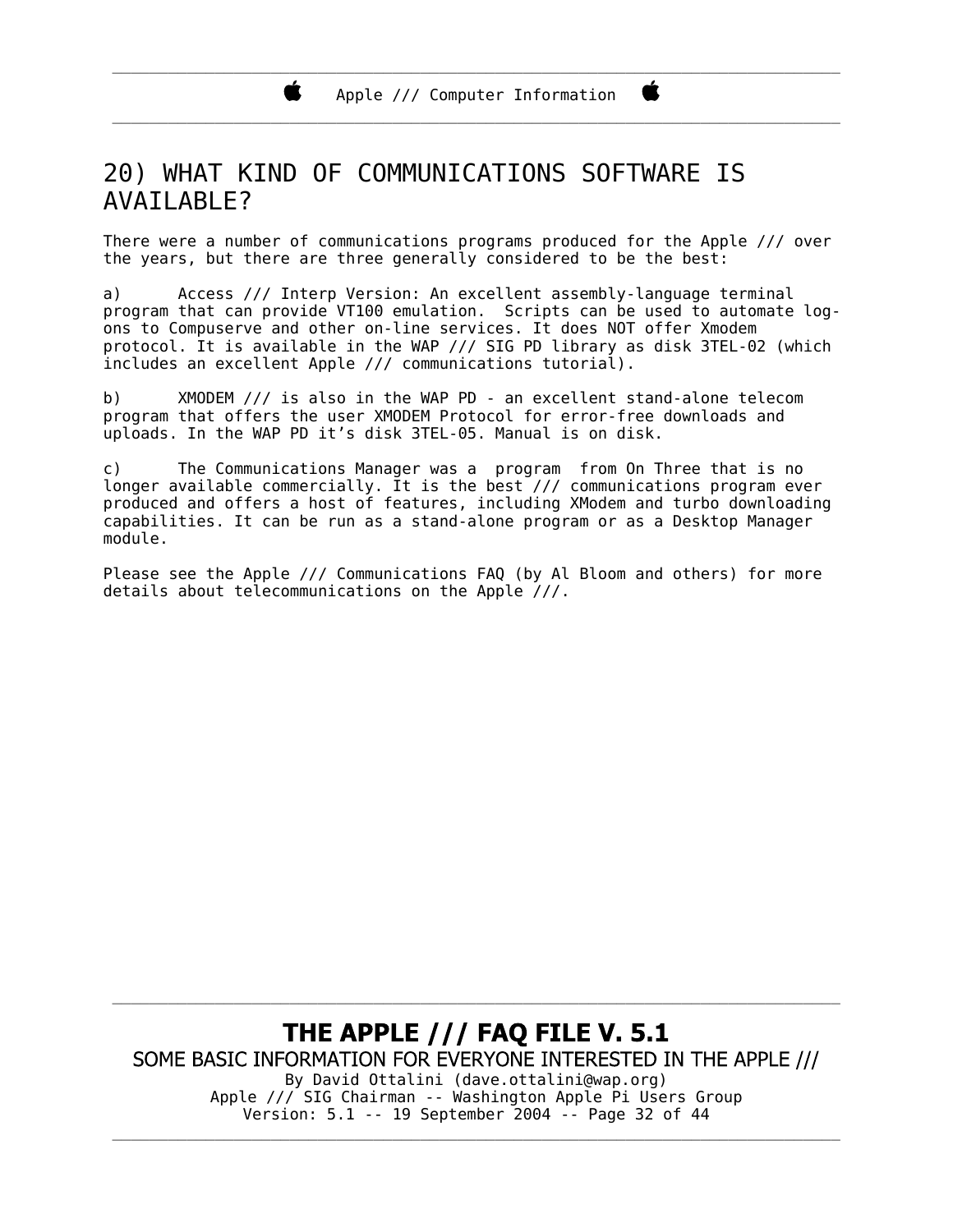## 20) WHAT KIND OF COMMUNICATIONS SOFTWARE IS AVAILABLE?

There were a number of communications programs produced for the Apple /// over the years, but there are three generally considered to be the best:

a) Access /// Interp Version: An excellent assembly-language terminal program that can provide VT100 emulation. Scripts can be used to automate log-ons to Compuserve and other on-line services. It does NOT offer Xmodem protocol. It is available in the WAP /// SIG PD library as disk 3TEL-02 (which includes an excellent Apple /// communications tutorial).

b) XMODEM /// is also in the WAP PD - an excellent stand-alone telecom program that offers the user XMODEM Protocol for error-free downloads and uploads. In the WAP PD it's disk 3TEL-05. Manual is on disk.

c) The Communications Manager was a program from On Three that is no longer available commercially. It is the best /// communications program ever produced and offers a host of features, including XModem and turbo downloading capabilities. It can be run as a stand-alone program or as a Desktop Manager module.

Please see the Apple /// Communications FAQ (by Al Bloom and others) for more details about telecommunications on the Apple ///.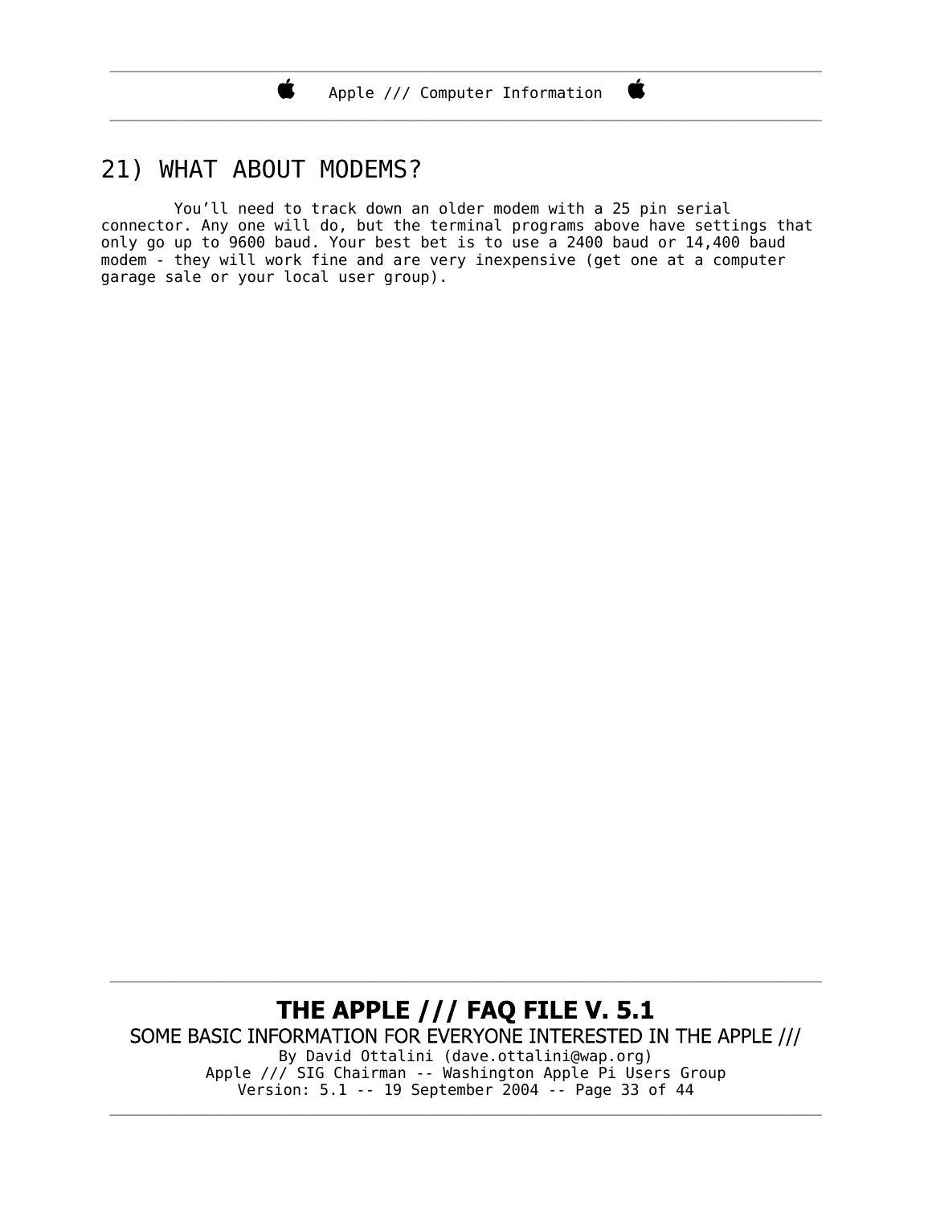## 21) WHAT ABOUT MODEMS?

You’ll need to track down an older modem with a 25 pin serial connector. Any one will do, but the terminal programs above have settings that only go up to 9600 baud. Your best bet is to use a 2400 baud or 14,400 baud modem - they will work fine and are very inexpensive (get one at a computer garage sale or your local user group).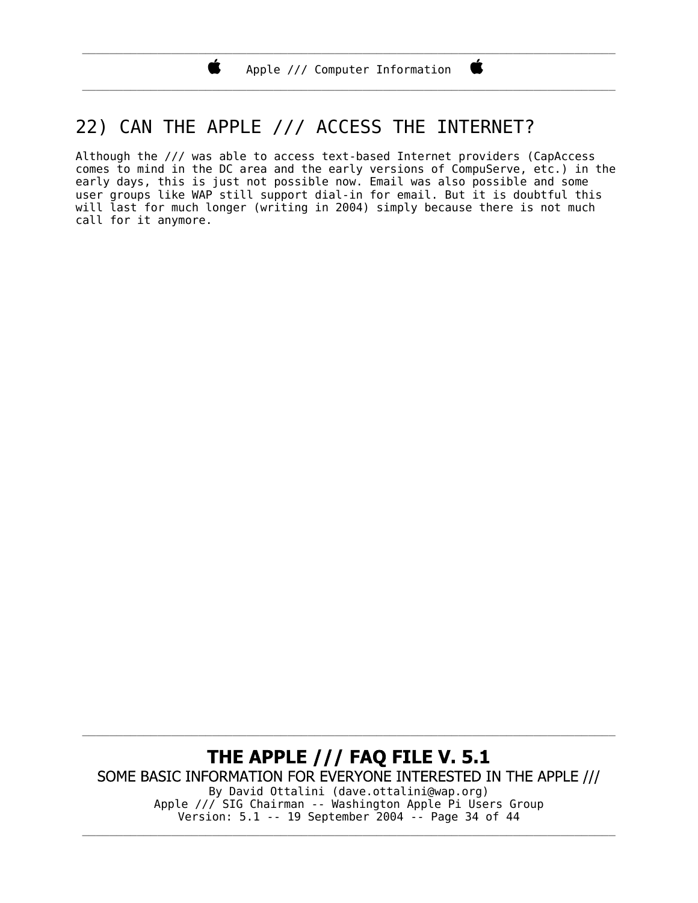## 22) CAN THE APPLE /// ACCESS THE INTERNET?

Although the /// was able to access text-based Internet providers (CapAccess comes to mind in the DC area and the early versions of CompuServe, etc.) in the early days, this is just not possible now. Email was also possible and some user groups like WAP still support dial-in for email. But it is doubtful this will last for much longer (writing in 2004) simply because there is not much call for it anymore.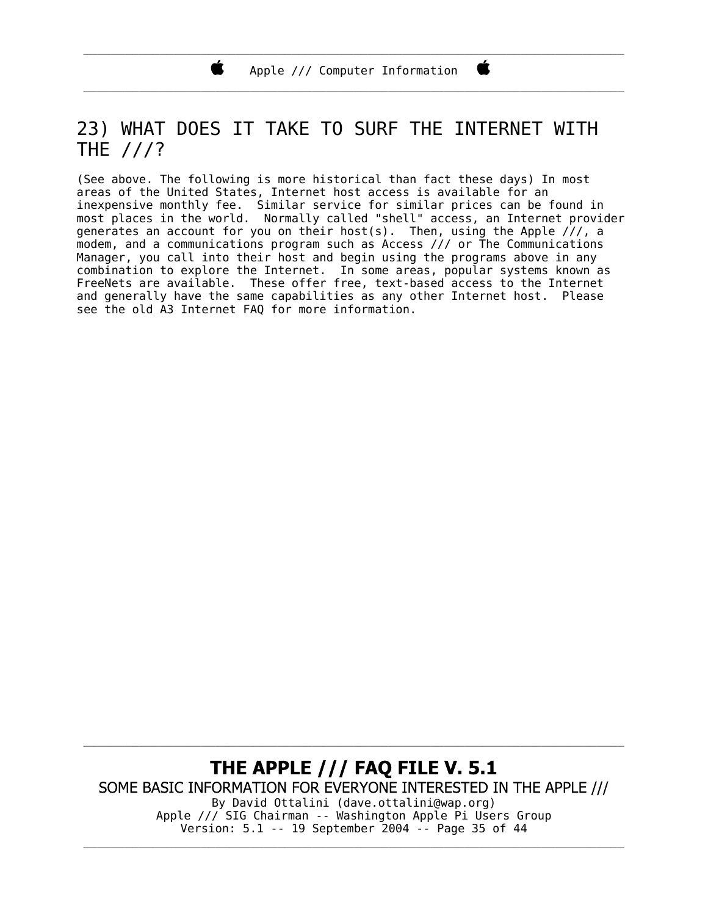## 23) WHAT DOES IT TAKE TO SURF THE INTERNET WITH THE ///?

(See above. The following is more historical than fact these days) In most areas of the United States, Internet host access is available for an inexpensive monthly fee. Similar service for similar prices can be found in most places in the world. Normally called "shell" access, an Internet provider generates an account for you on their host(s). Then, using the Apple ///, a modem, and a communications program such as Access /// or The Communications Manager, you call into their host and begin using the programs above in any combination to explore the Internet. In some areas, popular systems known as FreeNets are available. These offer free, text-based access to the Internet and generally have the same capabilities as any other Internet host. Please see the old A3 Internet FAQ for more information.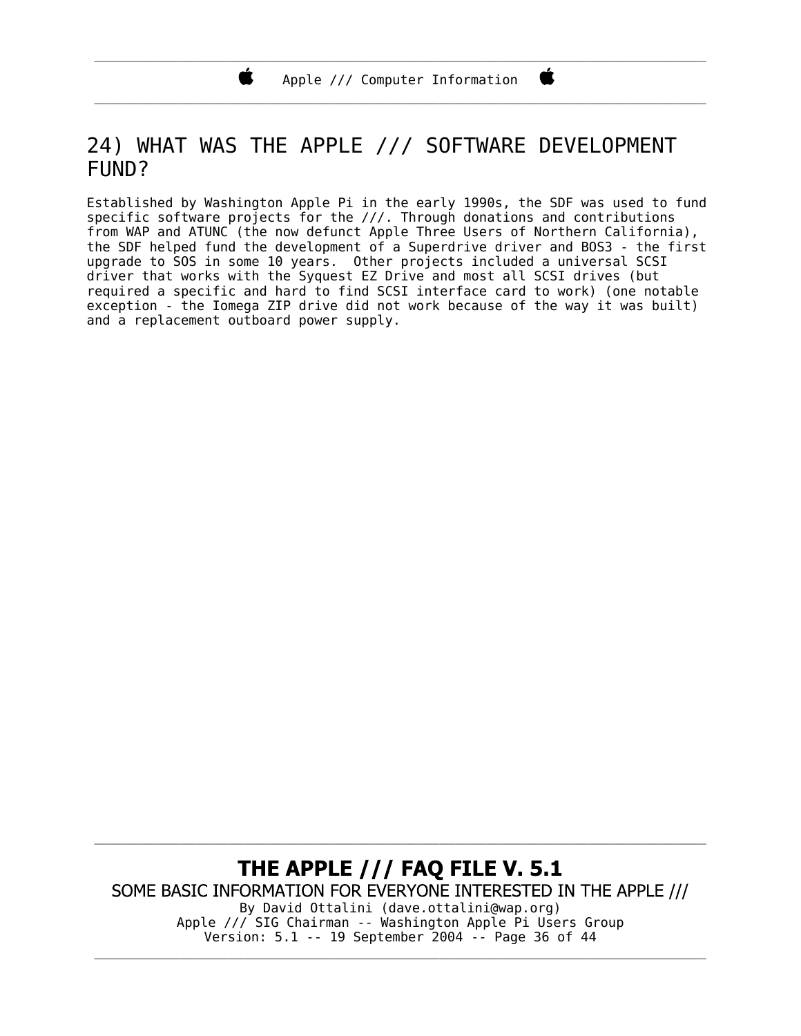## 24) WHAT WAS THE APPLE /// SOFTWARE DEVELOPMENT FUND?

Established by Washington Apple Pi in the early 1990s, the SDF was used to fund specific software projects for the ///. Through donations and contributions from WAP and ATUNC (the now defunct Apple Three Users of Northern California), the SDF helped fund the development of a Superdrive driver and BOS3 - the first upgrade to SOS in some 10 years. Other projects included a universal SCSI driver that works with the Syquest EZ Drive and most all SCSI drives (but required a specific and hard to find SCSI interface card to work) (one notable exception - the Iomega ZIP drive did not work because of the way it was built) and a replacement outboard power supply.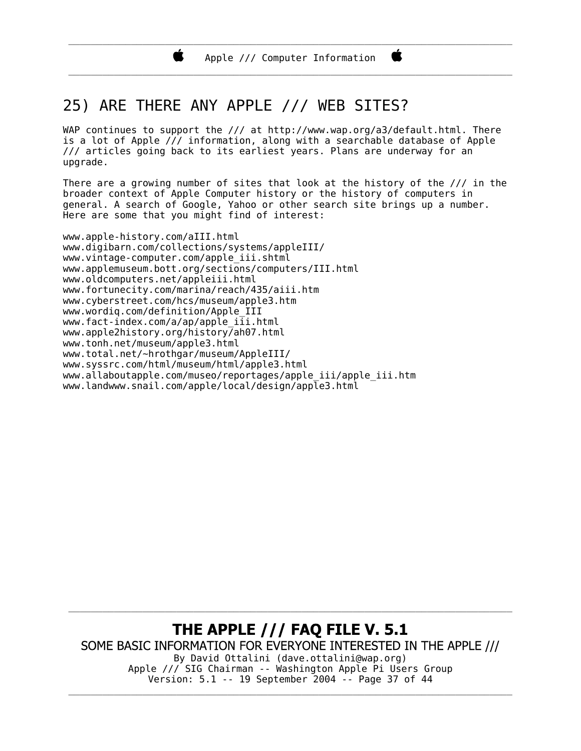## 25) ARE THERE ANY APPLE /// WEB SITES?

WAP continues to support the /// at http://www.wap.org/a3/default.html. There is a lot of Apple /// information, along with a searchable database of Apple /// articles going back to its earliest years. Plans are underway for an upgrade.

There are a growing number of sites that look at the history of the /// in the broader context of Apple Computer history or the history of computers in general. A search of Google, Yahoo or other search site brings up a number. Here are some that you might find of interest:

www.apple-history.com/aIII.html
www.digibarn.com/collections/systems/appleIII/
www.vintage-computer.com/apple_iii.shtml
www.applemuseum.bott.org/sections/computers/III.html
www.oldcomputers.net/appleiii.html
www.fortunecity.com/marina/reach/435/aiii.htm
www.cyberstreet.com/hcs/museum/apple3.htm
www.wordiq.com/definition/Apple_III
www.fact-index.com/a/ap/apple_iii.html
www.apple2history.org/history/ah07.html
www.tonh.net/museum/apple3.html
www.total.net/~hrothgar/museum/AppleIII/
www.syssrc.com/html/museum/html/apple3.html
www.allaboutapple.com/museo/reportages/apple_iii/apple_iii.htm
www.landwww.snail.com/apple/local/design/apple3.html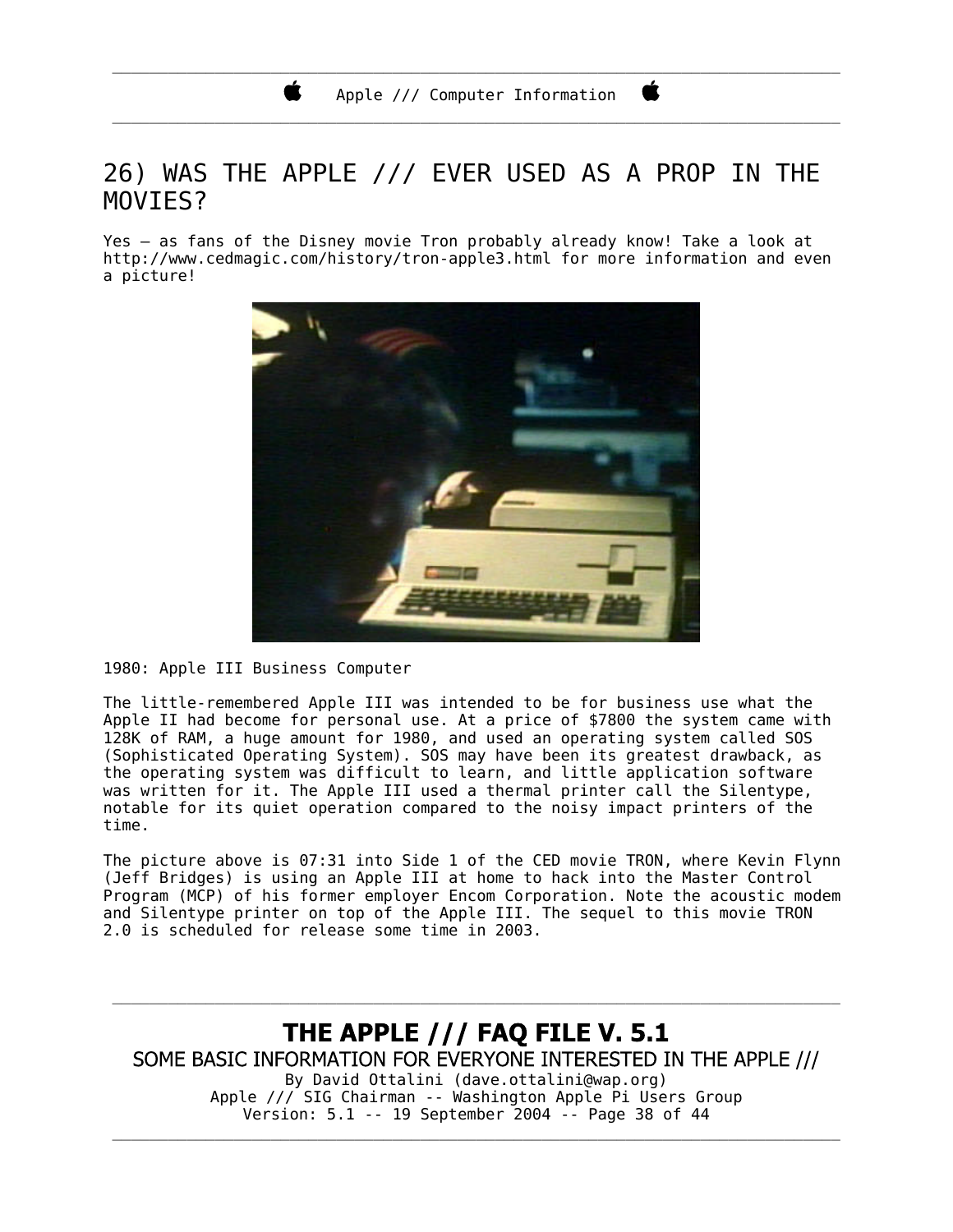## 26) WAS THE APPLE /// EVER USED AS A PROP IN THE MOVIES?

Yes – as fans of the Disney movie Tron probably already know! Take a look at http://www.cedmagic.com/history/tron-apple3.html for more information and even a picture!

1980: Apple III Business Computer

The little-remembered Apple III was intended to be for business use what the Apple II had become for personal use. At a price of $7800 the system came with 128K of RAM, a huge amount for 1980, and used an operating system called SOS (Sophisticated Operating System). SOS may have been its greatest drawback, as the operating system was difficult to learn, and little application software was written for it. The Apple III used a thermal printer call the Silentype, notable for its quiet operation compared to the noisy impact printers of the time.

The picture above is 07:31 into Side 1 of the CED movie TRON, where Kevin Flynn (Jeff Bridges) is using an Apple III at home to hack into the Master Control Program (MCP) of his former employer Encom Corporation. Note the acoustic modem and Silentype printer on top of the Apple III. The sequel to this movie TRON 2.0 is scheduled for release some time in 2003.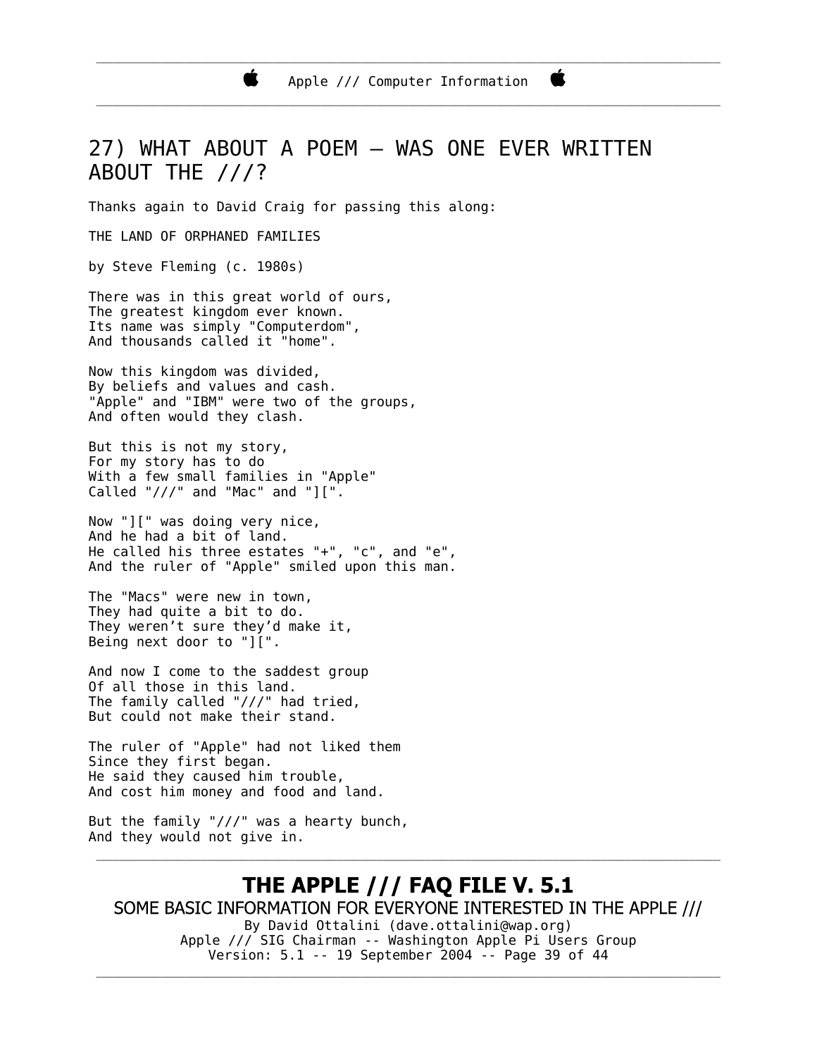## 27) WHAT ABOUT A POEM – WAS ONE EVER WRITTEN ABOUT THE ///?

Thanks again to David Craig for passing this along:

THE LAND OF ORPHANED FAMILIES

by Steve Fleming (c. 1980s)

There was in this great world of ours,  
The greatest kingdom ever known.  
Its name was simply "Computerdom",  
And thousands called it "home".

Now this kingdom was divided,  
By beliefs and values and cash.  
"Apple" and "IBM" were two of the groups,  
And often would they clash.

But this is not my story,  
For my story has to do  
With a few small families in "Apple"  
Called "///" and "Mac" and "][".

Now "][" was doing very nice,  
And he had a bit of land.  
He called his three estates "+", "c", and "e",  
And the ruler of "Apple" smiled upon this man.

The "Macs" were new in town,  
They had quite a bit to do.  
They weren't sure they'd make it,  
Being next door to "][".

And now I come to the saddest group  
Of all those in this land.  
The family called "///" had tried,  
But could not make their stand.

The ruler of "Apple" had not liked them  
Since they first began.  
He said they caused him trouble,  
And cost him money and food and land.

But the family "///" was a hearty bunch,  
And they would not give in.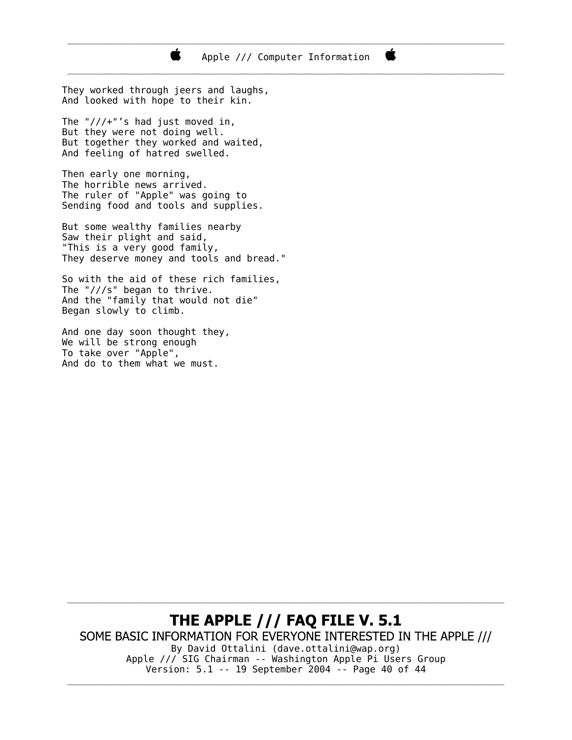They worked through jeers and laughs,
And looked with hope to their kin.

The "///+"'s had just moved in,
But they were not doing well.
But together they worked and waited,
And feeling of hatred swelled.

Then early one morning,
The horrible news arrived.
The ruler of "Apple" was going to
Sending food and tools and supplies.

But some wealthy families nearby
Saw their plight and said,
"This is a very good family,
They deserve money and tools and bread."

So with the aid of these rich families,
The "///s" began to thrive.
And the "family that would not die"
Began slowly to climb.

And one day soon thought they,
We will be strong enough
To take over "Apple",
And do to them what we must.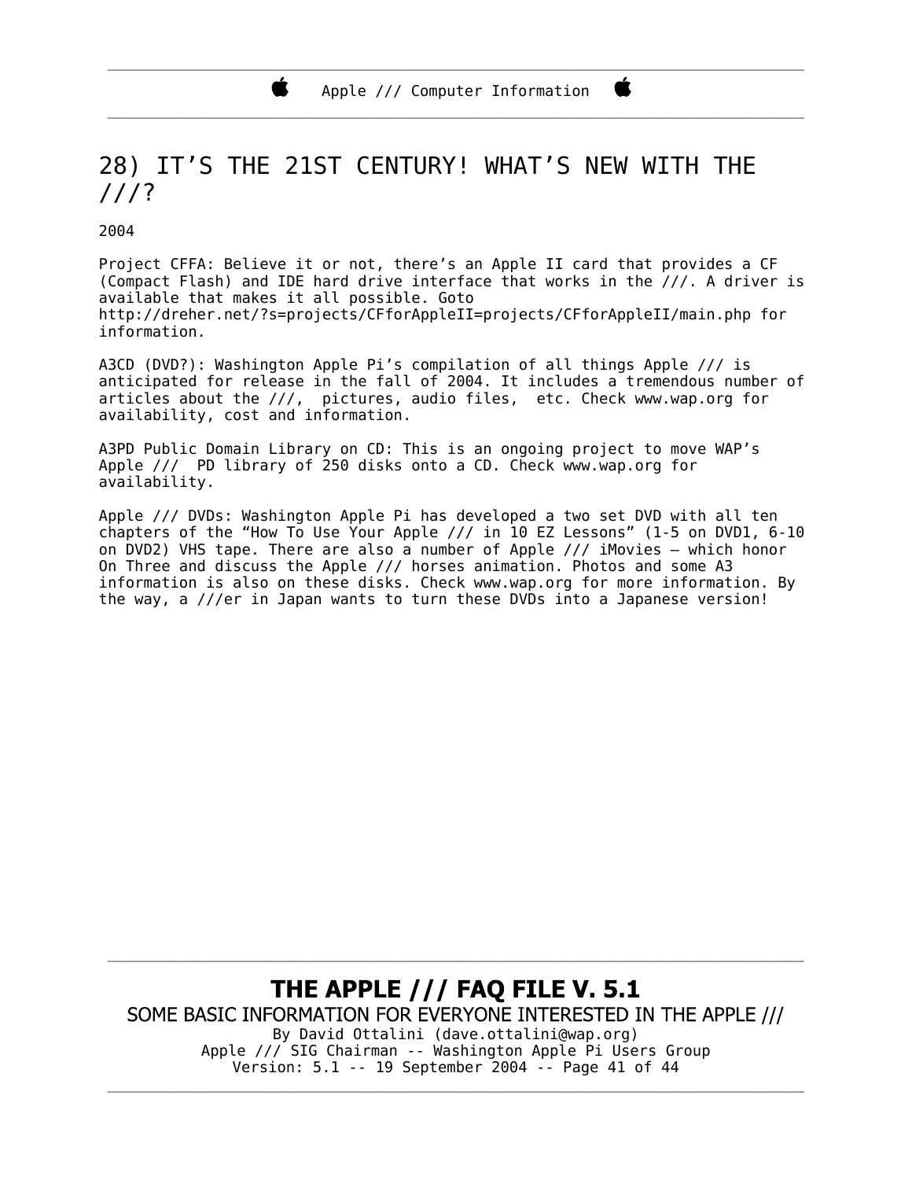# 28) IT'S THE 21ST CENTURY! WHAT'S NEW WITH THE ///?

2004

Project CFFA: Believe it or not, there's an Apple II card that provides a CF (Compact Flash) and IDE hard drive interface that works in the ///. A driver is available that makes it all possible. Goto http://dreher.net/?s=projects/CFforAppleII=projects/CFforAppleII/main.php for information.

A3CD (DVD?): Washington Apple Pi's compilation of all things Apple /// is anticipated for release in the fall of 2004. It includes a tremendous number of articles about the ///, pictures, audio files, etc. Check www.wap.org for availability, cost and information.

A3PD Public Domain Library on CD: This is an ongoing project to move WAP's Apple /// PD library of 250 disks onto a CD. Check www.wap.org for availability.

Apple /// DVDs: Washington Apple Pi has developed a two set DVD with all ten chapters of the "How To Use Your Apple /// in 10 EZ Lessons" (1-5 on DVD1, 6-10 on DVD2) VHS tape. There are also a number of Apple /// iMovies – which honor On Three and discuss the Apple /// horses animation. Photos and some A3 information is also on these disks. Check www.wap.org for more information. By the way, a ///er in Japan wants to turn these DVDs into a Japanese version!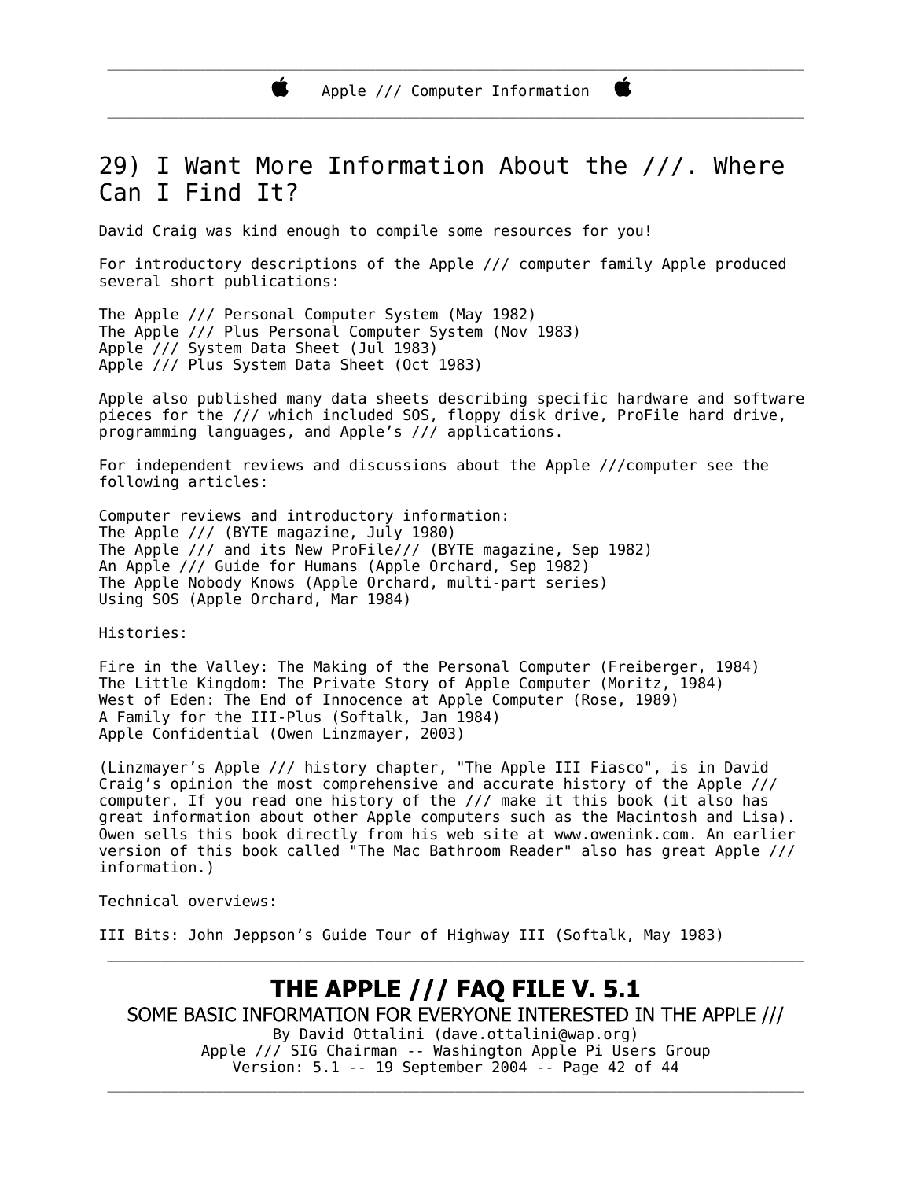## 29) I Want More Information About the ///. Where Can I Find It?

David Craig was kind enough to compile some resources for you!

For introductory descriptions of the Apple /// computer family Apple produced several short publications:

The Apple /// Personal Computer System (May 1982)
The Apple /// Plus Personal Computer System (Nov 1983)
Apple /// System Data Sheet (Jul 1983)
Apple /// Plus System Data Sheet (Oct 1983)

Apple also published many data sheets describing specific hardware and software pieces for the /// which included SOS, floppy disk drive, ProFile hard drive, programming languages, and Apple's /// applications.

For independent reviews and discussions about the Apple ///computer see the following articles:

Computer reviews and introductory information:
The Apple /// (BYTE magazine, July 1980)
The Apple /// and its New ProFile/// (BYTE magazine, Sep 1982)
An Apple /// Guide for Humans (Apple Orchard, Sep 1982)
The Apple Nobody Knows (Apple Orchard, multi-part series)
Using SOS (Apple Orchard, Mar 1984)

Histories:

Fire in the Valley: The Making of the Personal Computer (Freiberger, 1984)
The Little Kingdom: The Private Story of Apple Computer (Moritz, 1984)
West of Eden: The End of Innocence at Apple Computer (Rose, 1989)
A Family for the III-Plus (Softalk, Jan 1984)
Apple Confidential (Owen Linzmayer, 2003)

(Linzmayer's Apple /// history chapter, "The Apple III Fiasco", is in David Craig's opinion the most comprehensive and accurate history of the Apple /// computer. If you read one history of the /// make it this book (it also has great information about other Apple computers such as the Macintosh and Lisa). Owen sells this book directly from his web site at www.owenink.com. An earlier version of this book called "The Mac Bathroom Reader" also has great Apple /// information.)

Technical overviews:

III Bits: John Jeppson's Guide Tour of Highway III (Softalk, May 1983)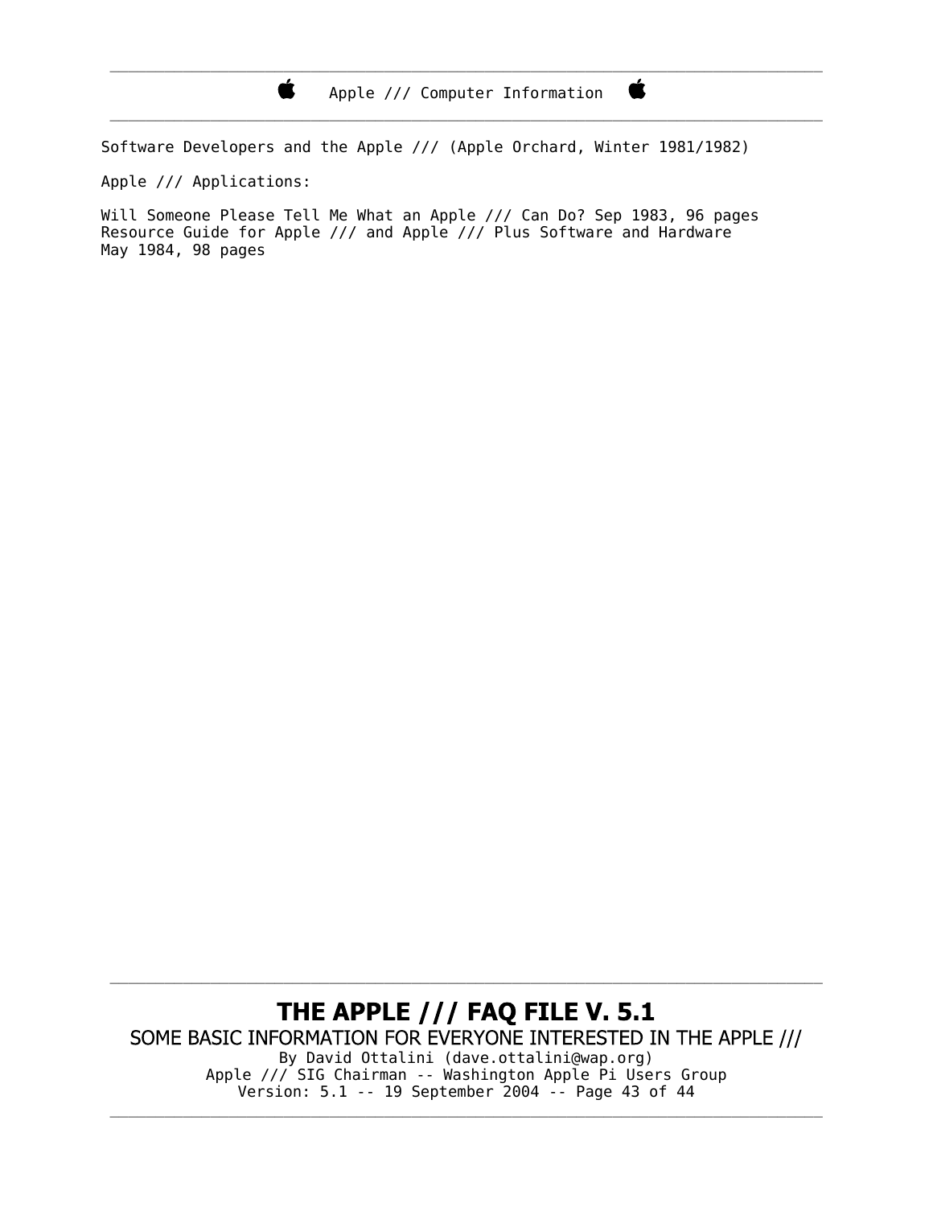Software Developers and the Apple /// (Apple Orchard, Winter 1981/1982)

Apple /// Applications:

Will Someone Please Tell Me What an Apple /// Can Do? Sep 1983, 96 pages
Resource Guide for Apple /// and Apple /// Plus Software and Hardware
May 1984, 98 pages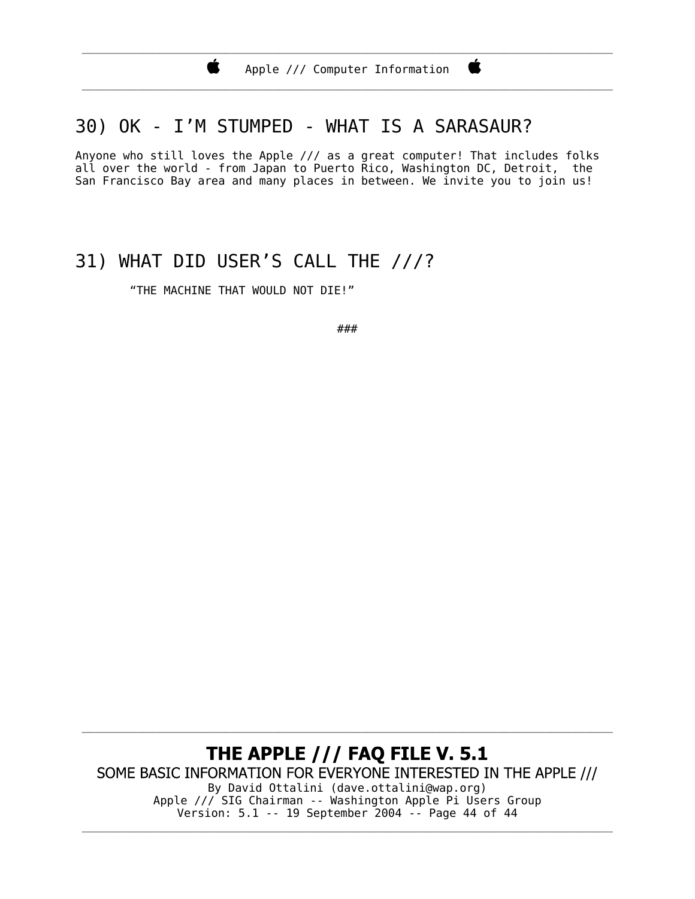## 30) OK - I'M STUMPED - WHAT IS A SARASAUR?

Anyone who still loves the Apple /// as a great computer! That includes folks all over the world - from Japan to Puerto Rico, Washington DC, Detroit, the San Francisco Bay area and many places in between. We invite you to join us!

## 31) WHAT DID USER'S CALL THE ///?

"THE MACHINE THAT WOULD NOT DIE!"

###